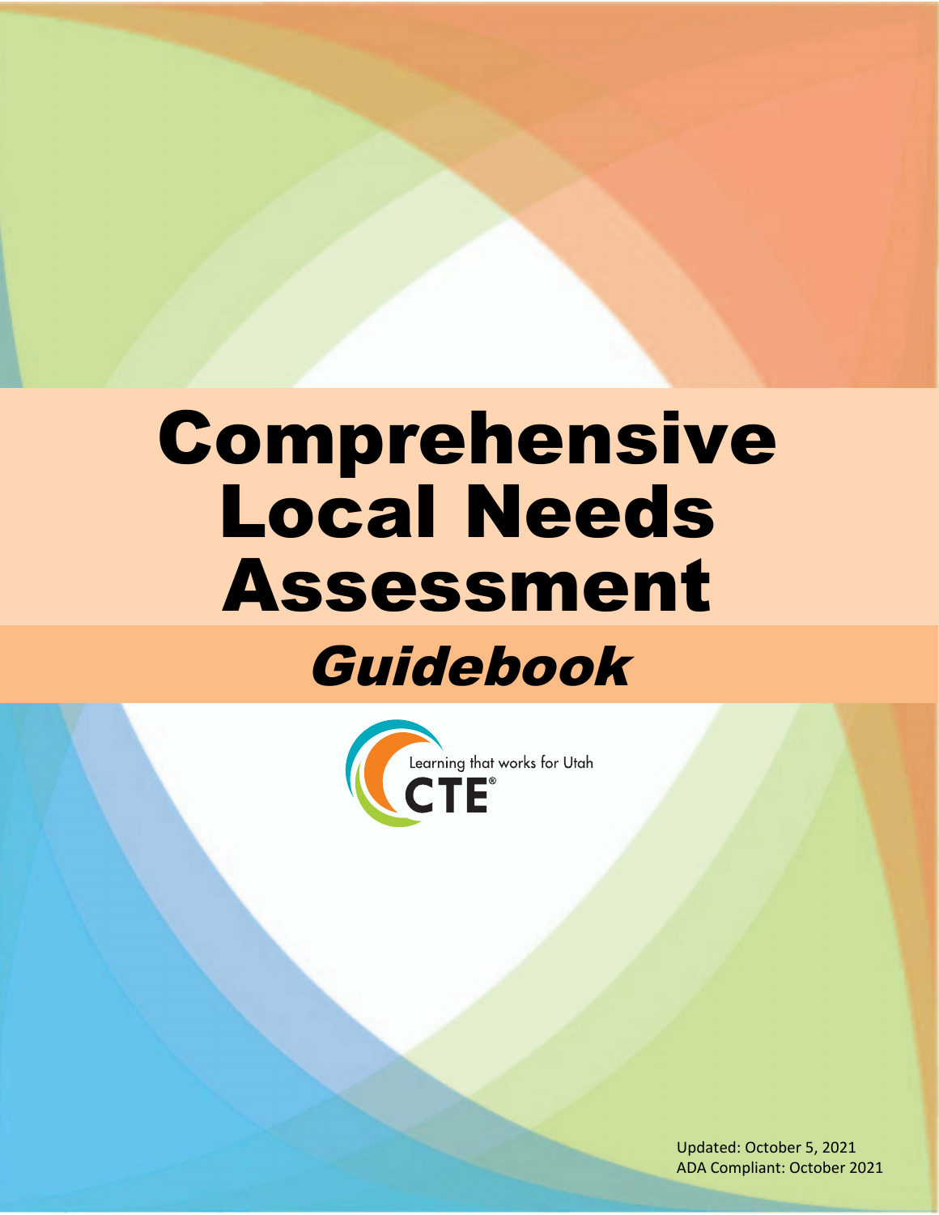# Comprehensive Local Needs Assessment

## *Guidebook*

Learning that works for Utah

CTE®

Updated: October 5, 2021
ADA Compliant: October 2021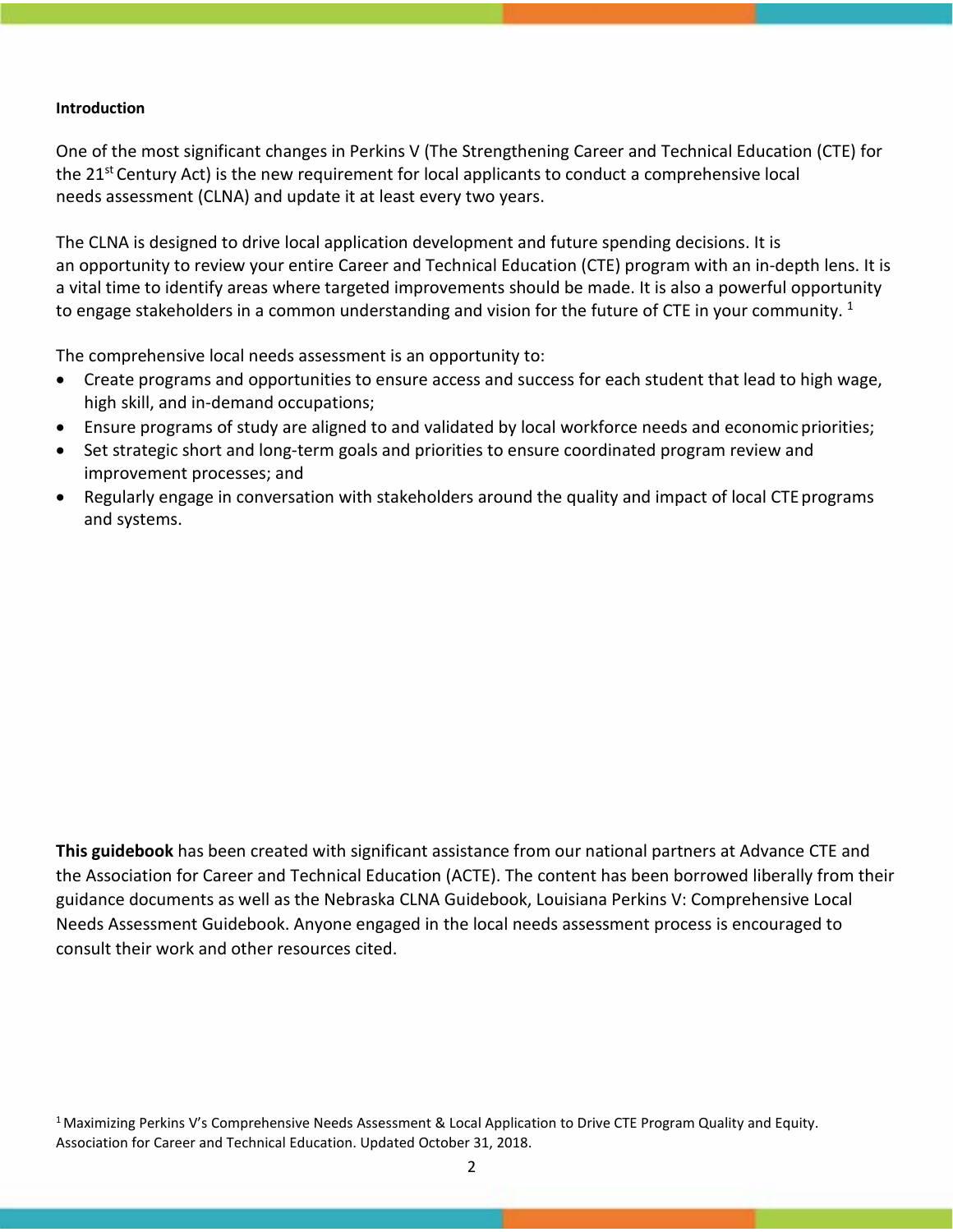**Introduction**

One of the most significant changes in Perkins V (The Strengthening Career and Technical Education (CTE) for the 21st Century Act) is the new requirement for local applicants to conduct a comprehensive local needs assessment (CLNA) and update it at least every two years.

The CLNA is designed to drive local application development and future spending decisions. It is an opportunity to review your entire Career and Technical Education (CTE) program with an in-depth lens. It is a vital time to identify areas where targeted improvements should be made. It is also a powerful opportunity to engage stakeholders in a common understanding and vision for the future of CTE in your community. [1]

The comprehensive local needs assessment is an opportunity to:

- Create programs and opportunities to ensure access and success for each student that lead to high wage, high skill, and in-demand occupations;
- Ensure programs of study are aligned to and validated by local workforce needs and economic priorities;
- Set strategic short and long-term goals and priorities to ensure coordinated program review and improvement processes; and
- Regularly engage in conversation with stakeholders around the quality and impact of local CTE programs and systems.

**This guidebook** has been created with significant assistance from our national partners at Advance CTE and the Association for Career and Technical Education (ACTE). The content has been borrowed liberally from their guidance documents as well as the Nebraska CLNA Guidebook, Louisiana Perkins V: Comprehensive Local Needs Assessment Guidebook. Anyone engaged in the local needs assessment process is encouraged to consult their work and other resources cited.

[1] Maximizing Perkins V's Comprehensive Needs Assessment & Local Application to Drive CTE Program Quality and Equity. Association for Career and Technical Education. Updated October 31, 2018.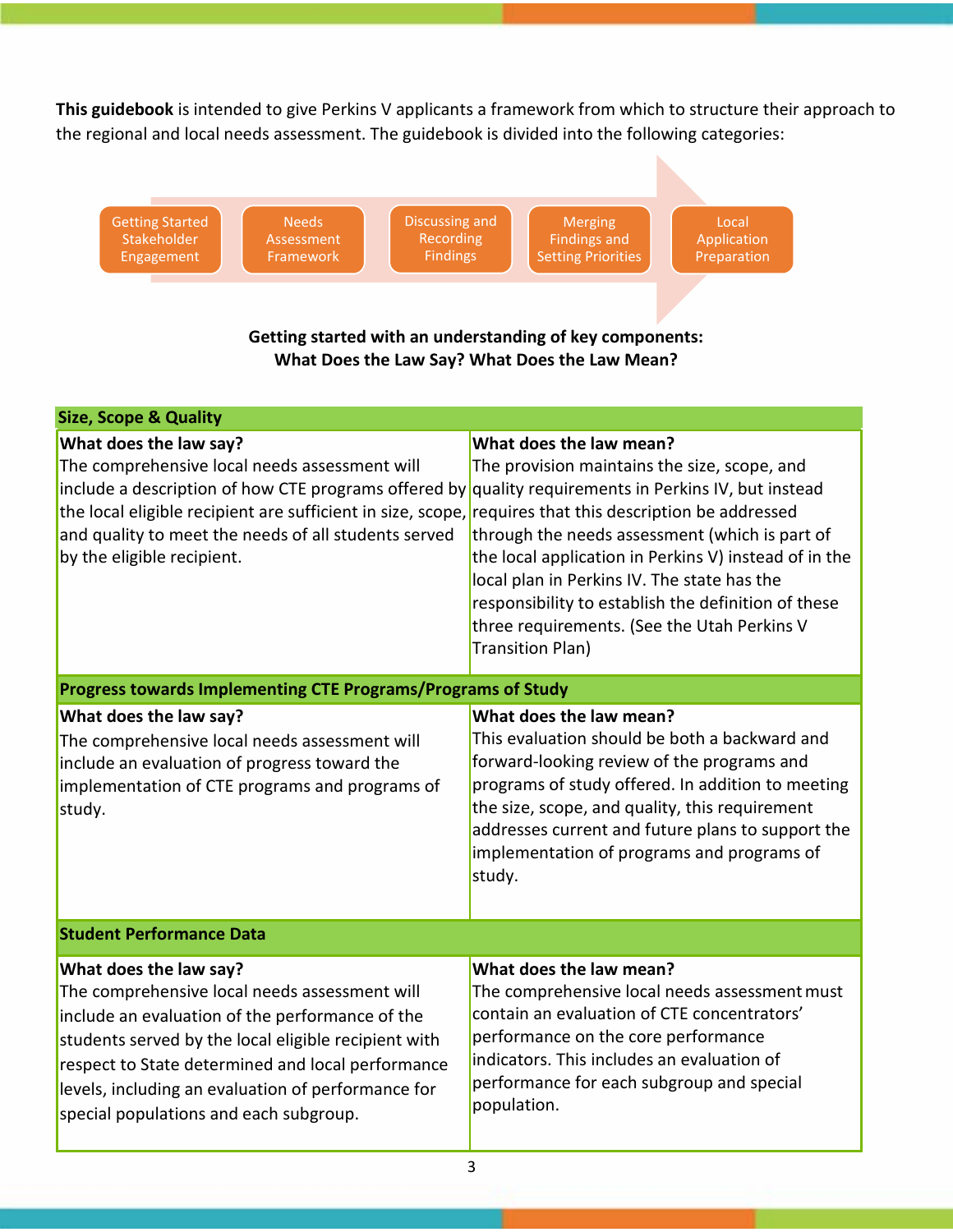**This guidebook** is intended to give Perkins V applicants a framework from which to structure their approach to the regional and local needs assessment. The guidebook is divided into the following categories:

Getting Started Stakeholder Engagement → Needs Assessment Framework → Discussing and Recording Findings → Merging Findings and Setting Priorities → Local Application Preparation

**Getting started with an understanding of key components:**
**What Does the Law Say? What Does the Law Mean?**

| **Size, Scope & Quality** | |
|---|---|
| **What does the law say?**<br>The comprehensive local needs assessment will include a description of how CTE programs offered by the local eligible recipient are sufficient in size, scope, and quality to meet the needs of all students served by the eligible recipient. | **What does the law mean?**<br>The provision maintains the size, scope, and quality requirements in Perkins IV, but instead requires that this description be addressed through the needs assessment (which is part of the local application in Perkins V) instead of in the local plan in Perkins IV. The state has the responsibility to establish the definition of these three requirements. (See the Utah Perkins V Transition Plan) |
| **Progress towards Implementing CTE Programs/Programs of Study** | |
| **What does the law say?**<br>The comprehensive local needs assessment will include an evaluation of progress toward the implementation of CTE programs and programs of study. | **What does the law mean?**<br>This evaluation should be both a backward and forward-looking review of the programs and programs of study offered. In addition to meeting the size, scope, and quality, this requirement addresses current and future plans to support the implementation of programs and programs of study. |
| **Student Performance Data** | |
| **What does the law say?**<br>The comprehensive local needs assessment will include an evaluation of the performance of the students served by the local eligible recipient with respect to State determined and local performance levels, including an evaluation of performance for special populations and each subgroup. | **What does the law mean?**<br>The comprehensive local needs assessment must contain an evaluation of CTE concentrators' performance on the core performance indicators. This includes an evaluation of performance for each subgroup and special population. |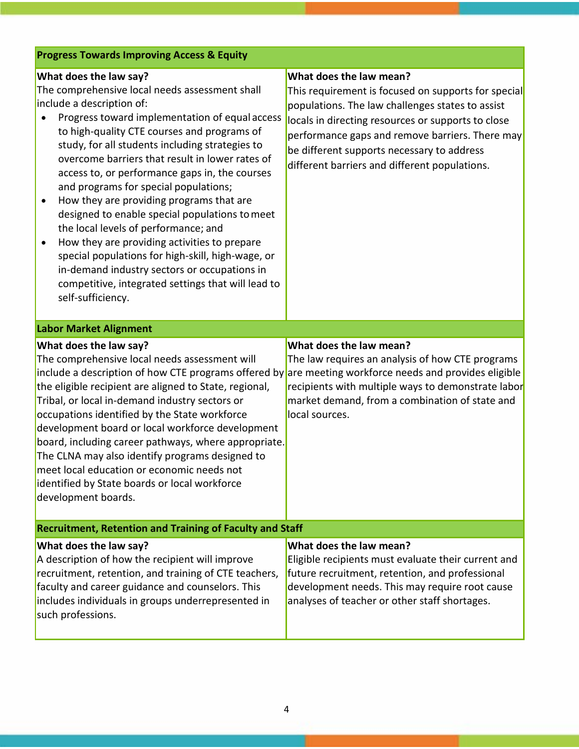## Progress Towards Improving Access & Equity

| What does the law say? | What does the law mean? |
|---|---|
| The comprehensive local needs assessment shall include a description of:<br>• Progress toward implementation of equal access to high-quality CTE courses and programs of study, for all students including strategies to overcome barriers that result in lower rates of access to, or performance gaps in, the courses and programs for special populations;<br>• How they are providing programs that are designed to enable special populations to meet the local levels of performance; and<br>• How they are providing activities to prepare special populations for high-skill, high-wage, or in-demand industry sectors or occupations in competitive, integrated settings that will lead to self-sufficiency. | This requirement is focused on supports for special populations. The law challenges states to assist locals in directing resources or supports to close performance gaps and remove barriers. There may be different supports necessary to address different barriers and different populations. |

## Labor Market Alignment

| What does the law say? | What does the law mean? |
|---|---|
| The comprehensive local needs assessment will include a description of how CTE programs offered by the eligible recipient are aligned to State, regional, Tribal, or local in-demand industry sectors or occupations identified by the State workforce development board or local workforce development board, including career pathways, where appropriate. The CLNA may also identify programs designed to meet local education or economic needs not identified by State boards or local workforce development boards. | The law requires an analysis of how CTE programs are meeting workforce needs and provides eligible recipients with multiple ways to demonstrate labor market demand, from a combination of state and local sources. |

## Recruitment, Retention and Training of Faculty and Staff

| What does the law say? | What does the law mean? |
|---|---|
| A description of how the recipient will improve recruitment, retention, and training of CTE teachers, faculty and career guidance and counselors. This includes individuals in groups underrepresented in such professions. | Eligible recipients must evaluate their current and future recruitment, retention, and professional development needs. This may require root cause analyses of teacher or other staff shortages. |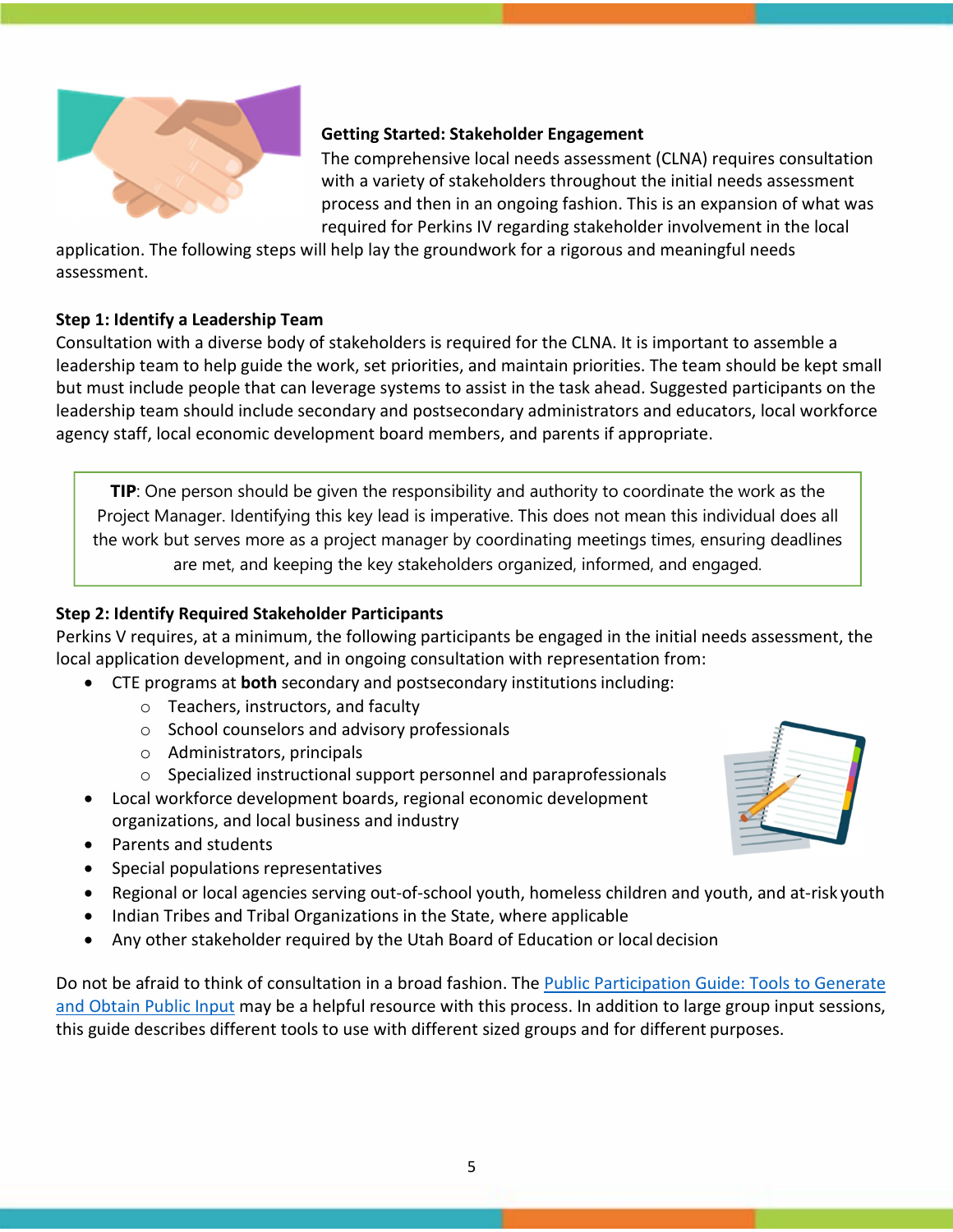**Getting Started: Stakeholder Engagement**

The comprehensive local needs assessment (CLNA) requires consultation with a variety of stakeholders throughout the initial needs assessment process and then in an ongoing fashion. This is an expansion of what was required for Perkins IV regarding stakeholder involvement in the local application. The following steps will help lay the groundwork for a rigorous and meaningful needs assessment.

**Step 1: Identify a Leadership Team**

Consultation with a diverse body of stakeholders is required for the CLNA. It is important to assemble a leadership team to help guide the work, set priorities, and maintain priorities. The team should be kept small but must include people that can leverage systems to assist in the task ahead. Suggested participants on the leadership team should include secondary and postsecondary administrators and educators, local workforce agency staff, local economic development board members, and parents if appropriate.

> **TIP**: One person should be given the responsibility and authority to coordinate the work as the Project Manager. Identifying this key lead is imperative. This does not mean this individual does all the work but serves more as a project manager by coordinating meetings times, ensuring deadlines are met, and keeping the key stakeholders organized, informed, and engaged.

**Step 2: Identify Required Stakeholder Participants**

Perkins V requires, at a minimum, the following participants be engaged in the initial needs assessment, the local application development, and in ongoing consultation with representation from:

- CTE programs at **both** secondary and postsecondary institutions including:
  - Teachers, instructors, and faculty
  - School counselors and advisory professionals
  - Administrators, principals
  - Specialized instructional support personnel and paraprofessionals
- Local workforce development boards, regional economic development organizations, and local business and industry
- Parents and students
- Special populations representatives
- Regional or local agencies serving out-of-school youth, homeless children and youth, and at-risk youth
- Indian Tribes and Tribal Organizations in the State, where applicable
- Any other stakeholder required by the Utah Board of Education or local decision

Do not be afraid to think of consultation in a broad fashion. The Public Participation Guide: Tools to Generate and Obtain Public Input may be a helpful resource with this process. In addition to large group input sessions, this guide describes different tools to use with different sized groups and for different purposes.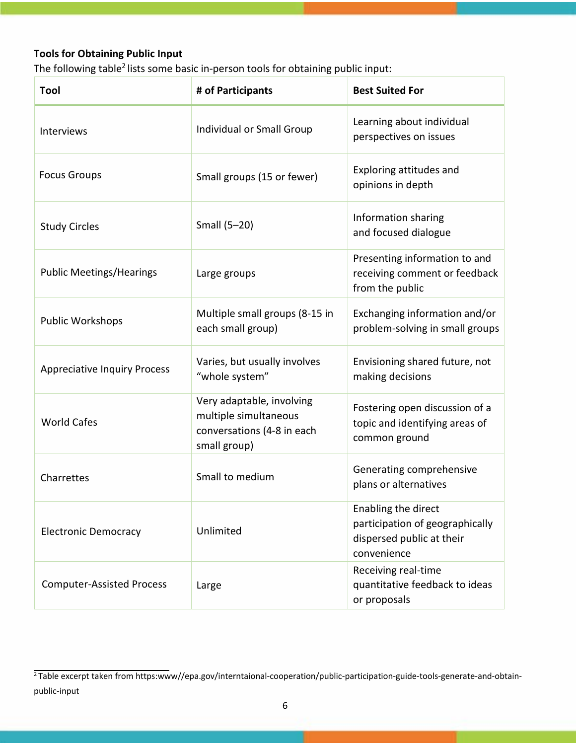**Tools for Obtaining Public Input**

The following table[2] lists some basic in-person tools for obtaining public input:

| Tool | # of Participants | Best Suited For |
|---|---|---|
| Interviews | Individual or Small Group | Learning about individual perspectives on issues |
| Focus Groups | Small groups (15 or fewer) | Exploring attitudes and opinions in depth |
| Study Circles | Small (5–20) | Information sharing and focused dialogue |
| Public Meetings/Hearings | Large groups | Presenting information to and receiving comment or feedback from the public |
| Public Workshops | Multiple small groups (8-15 in each small group) | Exchanging information and/or problem-solving in small groups |
| Appreciative Inquiry Process | Varies, but usually involves "whole system" | Envisioning shared future, not making decisions |
| World Cafes | Very adaptable, involving multiple simultaneous conversations (4-8 in each small group) | Fostering open discussion of a topic and identifying areas of common ground |
| Charrettes | Small to medium | Generating comprehensive plans or alternatives |
| Electronic Democracy | Unlimited | Enabling the direct participation of geographically dispersed public at their convenience |
| Computer-Assisted Process | Large | Receiving real-time quantitative feedback to ideas or proposals |

[2] Table excerpt taken from https:www//epa.gov/interntaional-cooperation/public-participation-guide-tools-generate-and-obtain-public-input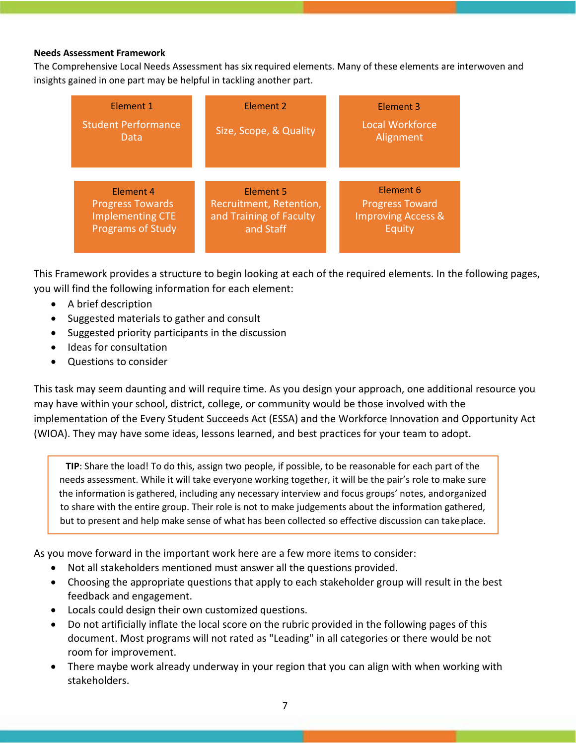**Needs Assessment Framework**

The Comprehensive Local Needs Assessment has six required elements. Many of these elements are interwoven and insights gained in one part may be helpful in tackling another part.

| Element 1<br>Student Performance Data | Element 2<br>Size, Scope, & Quality | Element 3<br>Local Workforce Alignment |
|---|---|---|
| **Element 4**<br>Progress Towards Implementing CTE Programs of Study | **Element 5**<br>Recruitment, Retention, and Training of Faculty and Staff | **Element 6**<br>Progress Toward Improving Access & Equity |

This Framework provides a structure to begin looking at each of the required elements. In the following pages, you will find the following information for each element:

- A brief description
- Suggested materials to gather and consult
- Suggested priority participants in the discussion
- Ideas for consultation
- Questions to consider

This task may seem daunting and will require time. As you design your approach, one additional resource you may have within your school, district, college, or community would be those involved with the implementation of the Every Student Succeeds Act (ESSA) and the Workforce Innovation and Opportunity Act (WIOA). They may have some ideas, lessons learned, and best practices for your team to adopt.

> **TIP**: Share the load! To do this, assign two people, if possible, to be reasonable for each part of the needs assessment. While it will take everyone working together, it will be the pair's role to make sure the information is gathered, including any necessary interview and focus groups' notes, and organized to share with the entire group. Their role is not to make judgements about the information gathered, but to present and help make sense of what has been collected so effective discussion can take place.

As you move forward in the important work here are a few more items to consider:

- Not all stakeholders mentioned must answer all the questions provided.
- Choosing the appropriate questions that apply to each stakeholder group will result in the best feedback and engagement.
- Locals could design their own customized questions.
- Do not artificially inflate the local score on the rubric provided in the following pages of this document. Most programs will not rated as "Leading" in all categories or there would be not room for improvement.
- There maybe work already underway in your region that you can align with when working with stakeholders.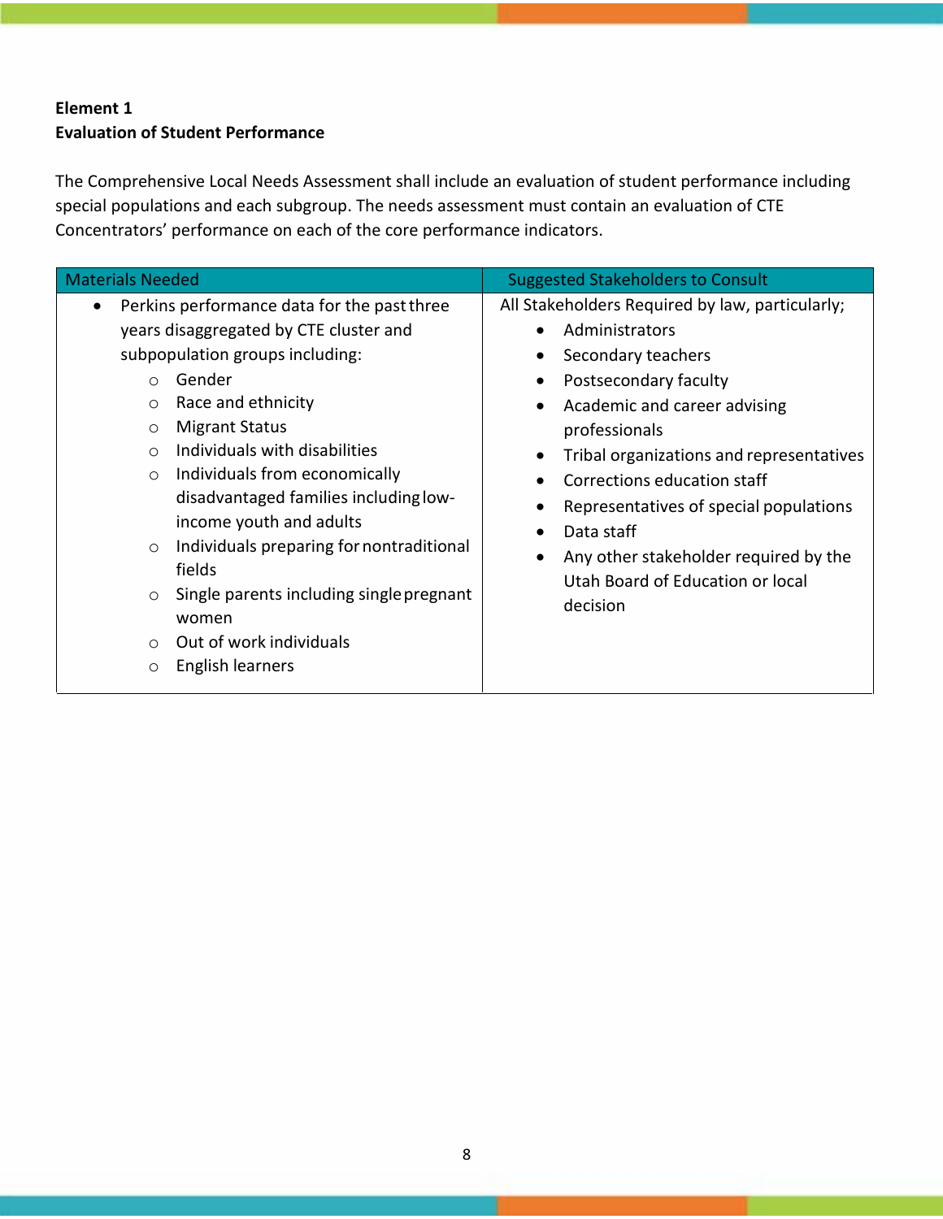**Element 1**
**Evaluation of Student Performance**

The Comprehensive Local Needs Assessment shall include an evaluation of student performance including special populations and each subgroup. The needs assessment must contain an evaluation of CTE Concentrators' performance on each of the core performance indicators.

| Materials Needed | Suggested Stakeholders to Consult |
|---|---|
| • Perkins performance data for the past three years disaggregated by CTE cluster and subpopulation groups including:<br>  ○ Gender<br>  ○ Race and ethnicity<br>  ○ Migrant Status<br>  ○ Individuals with disabilities<br>  ○ Individuals from economically disadvantaged families including low-income youth and adults<br>  ○ Individuals preparing for nontraditional fields<br>  ○ Single parents including single pregnant women<br>  ○ Out of work individuals<br>  ○ English learners | All Stakeholders Required by law, particularly;<br>• Administrators<br>• Secondary teachers<br>• Postsecondary faculty<br>• Academic and career advising professionals<br>• Tribal organizations and representatives<br>• Corrections education staff<br>• Representatives of special populations<br>• Data staff<br>• Any other stakeholder required by the Utah Board of Education or local decision |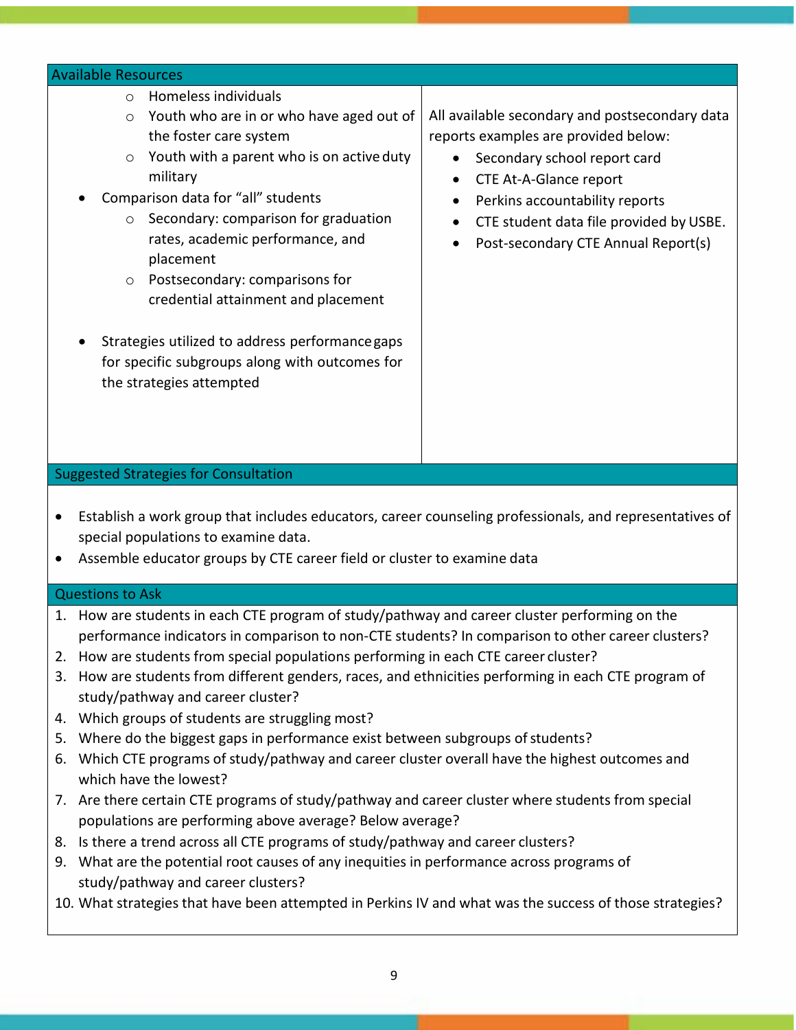### Available Resources

- Homeless individuals
- Youth who are in or who have aged out of the foster care system
- Youth with a parent who is on active duty military

- Comparison data for “all” students
  - Secondary: comparison for graduation rates, academic performance, and placement
  - Postsecondary: comparisons for credential attainment and placement

- Strategies utilized to address performance gaps for specific subgroups along with outcomes for the strategies attempted

All available secondary and postsecondary data reports examples are provided below:

- Secondary school report card
- CTE At-A-Glance report
- Perkins accountability reports
- CTE student data file provided by USBE.
- Post-secondary CTE Annual Report(s)

### Suggested Strategies for Consultation

- Establish a work group that includes educators, career counseling professionals, and representatives of special populations to examine data.
- Assemble educator groups by CTE career field or cluster to examine data

### Questions to Ask

1. How are students in each CTE program of study/pathway and career cluster performing on the performance indicators in comparison to non-CTE students? In comparison to other career clusters?
2. How are students from special populations performing in each CTE career cluster?
3. How are students from different genders, races, and ethnicities performing in each CTE program of study/pathway and career cluster?
4. Which groups of students are struggling most?
5. Where do the biggest gaps in performance exist between subgroups of students?
6. Which CTE programs of study/pathway and career cluster overall have the highest outcomes and which have the lowest?
7. Are there certain CTE programs of study/pathway and career cluster where students from special populations are performing above average? Below average?
8. Is there a trend across all CTE programs of study/pathway and career clusters?
9. What are the potential root causes of any inequities in performance across programs of study/pathway and career clusters?
10. What strategies that have been attempted in Perkins IV and what was the success of those strategies?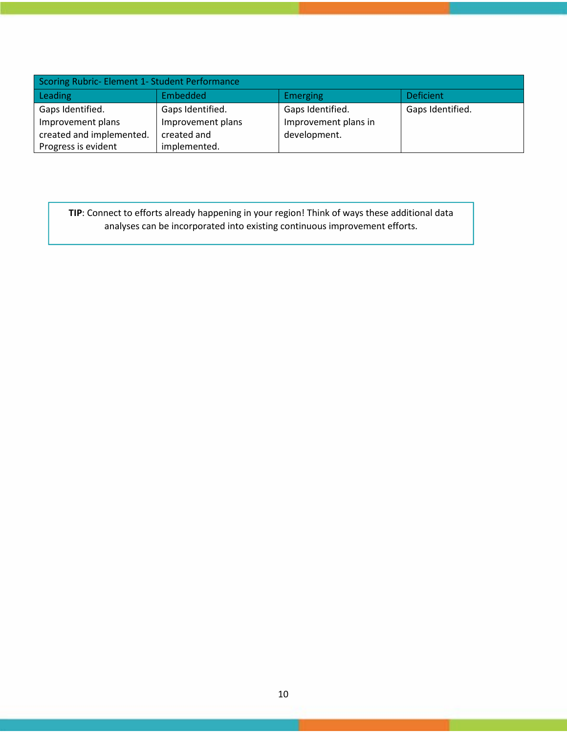| Scoring Rubric- Element 1- Student Performance | | | |
|---|---|---|---|
| Leading | Embedded | Emerging | Deficient |
| Gaps Identified. Improvement plans created and implemented. Progress is evident | Gaps Identified. Improvement plans created and implemented. | Gaps Identified. Improvement plans in development. | Gaps Identified. |

**TIP**: Connect to efforts already happening in your region! Think of ways these additional data analyses can be incorporated into existing continuous improvement efforts.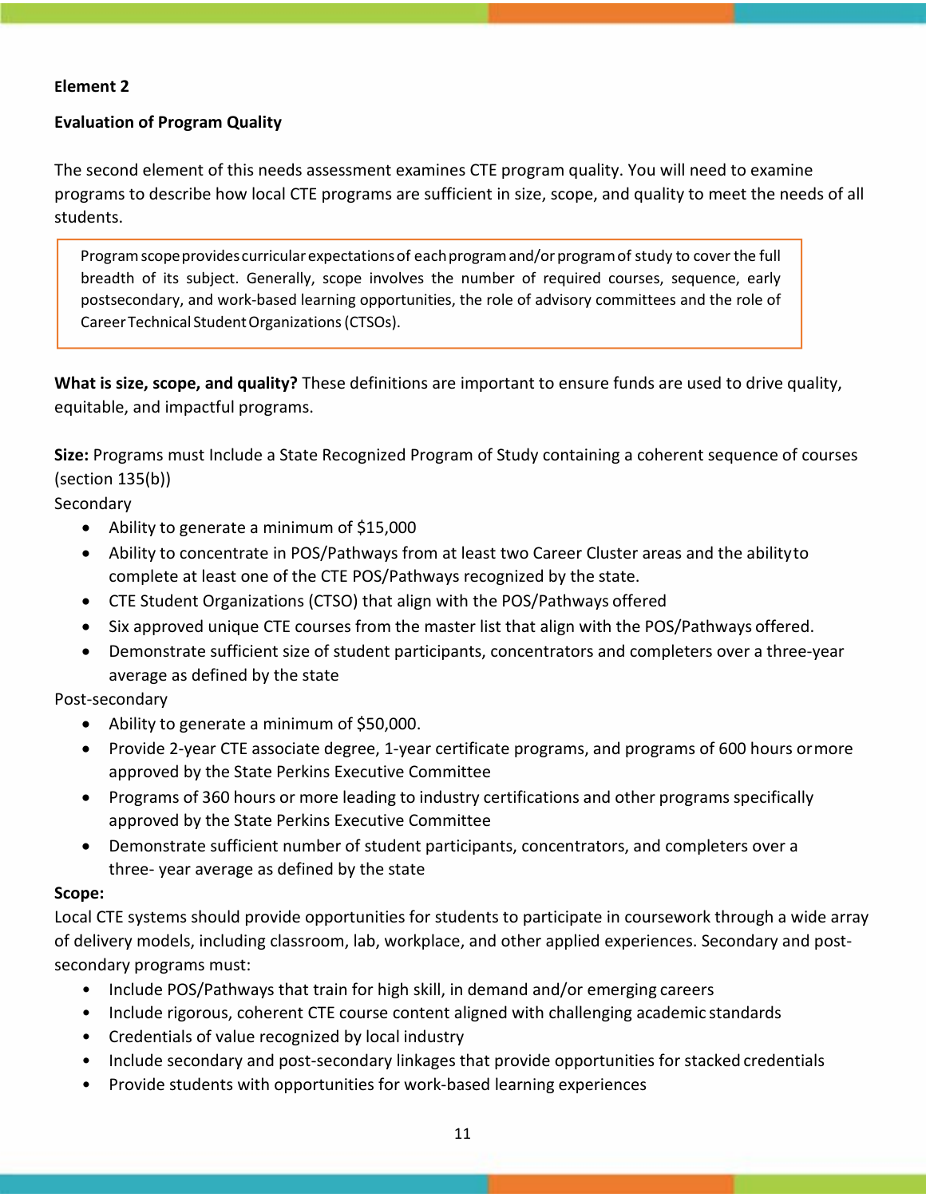**Element 2**

**Evaluation of Program Quality**

The second element of this needs assessment examines CTE program quality. You will need to examine programs to describe how local CTE programs are sufficient in size, scope, and quality to meet the needs of all students.

> Program scope provides curricular expectations of each program and/or program of study to cover the full breadth of its subject. Generally, scope involves the number of required courses, sequence, early postsecondary, and work-based learning opportunities, the role of advisory committees and the role of Career Technical Student Organizations (CTSOs).

**What is size, scope, and quality?** These definitions are important to ensure funds are used to drive quality, equitable, and impactful programs.

**Size:** Programs must Include a State Recognized Program of Study containing a coherent sequence of courses (section 135(b))

Secondary

- Ability to generate a minimum of $15,000
- Ability to concentrate in POS/Pathways from at least two Career Cluster areas and the ability to complete at least one of the CTE POS/Pathways recognized by the state.
- CTE Student Organizations (CTSO) that align with the POS/Pathways offered
- Six approved unique CTE courses from the master list that align with the POS/Pathways offered.
- Demonstrate sufficient size of student participants, concentrators and completers over a three-year average as defined by the state

Post-secondary

- Ability to generate a minimum of $50,000.
- Provide 2-year CTE associate degree, 1-year certificate programs, and programs of 600 hours or more approved by the State Perkins Executive Committee
- Programs of 360 hours or more leading to industry certifications and other programs specifically approved by the State Perkins Executive Committee
- Demonstrate sufficient number of student participants, concentrators, and completers over a three- year average as defined by the state

**Scope:**

Local CTE systems should provide opportunities for students to participate in coursework through a wide array of delivery models, including classroom, lab, workplace, and other applied experiences. Secondary and post-secondary programs must:

- Include POS/Pathways that train for high skill, in demand and/or emerging careers
- Include rigorous, coherent CTE course content aligned with challenging academic standards
- Credentials of value recognized by local industry
- Include secondary and post-secondary linkages that provide opportunities for stacked credentials
- Provide students with opportunities for work-based learning experiences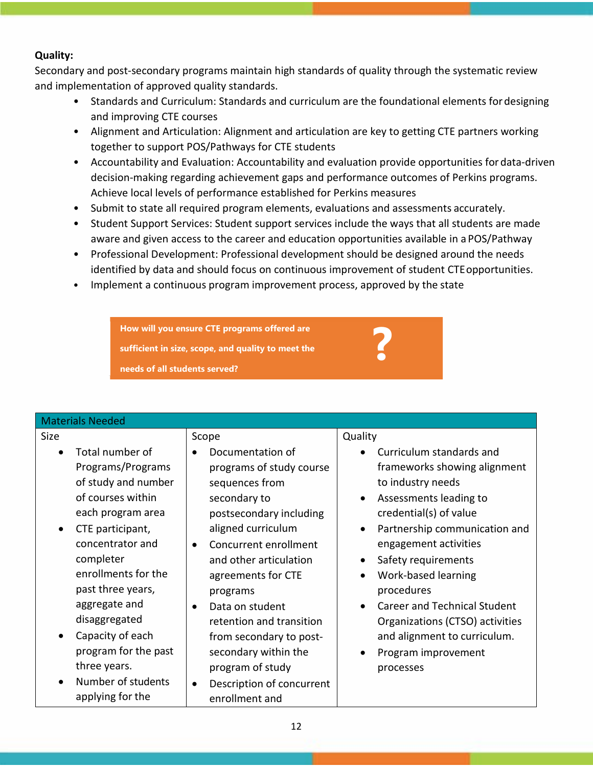**Quality:**
Secondary and post-secondary programs maintain high standards of quality through the systematic review and implementation of approved quality standards.

- Standards and Curriculum: Standards and curriculum are the foundational elements for designing and improving CTE courses
- Alignment and Articulation: Alignment and articulation are key to getting CTE partners working together to support POS/Pathways for CTE students
- Accountability and Evaluation: Accountability and evaluation provide opportunities for data-driven decision-making regarding achievement gaps and performance outcomes of Perkins programs. Achieve local levels of performance established for Perkins measures
- Submit to state all required program elements, evaluations and assessments accurately.
- Student Support Services: Student support services include the ways that all students are made aware and given access to the career and education opportunities available in a POS/Pathway
- Professional Development: Professional development should be designed around the needs identified by data and should focus on continuous improvement of student CTE opportunities.
- Implement a continuous program improvement process, approved by the state

**How will you ensure CTE programs offered are sufficient in size, scope, and quality to meet the needs of all students served?**

| Materials Needed | | |
|---|---|---|
| Size<br>• Total number of Programs/Programs of study and number of courses within each program area<br>• CTE participant, concentrator and completer enrollments for the past three years, aggregate and disaggregated<br>• Capacity of each program for the past three years.<br>• Number of students applying for the | Scope<br>• Documentation of programs of study course sequences from secondary to postsecondary including aligned curriculum<br>• Concurrent enrollment and other articulation agreements for CTE programs<br>• Data on student retention and transition from secondary to post-secondary within the program of study<br>• Description of concurrent enrollment and | Quality<br>• Curriculum standards and frameworks showing alignment to industry needs<br>• Assessments leading to credential(s) of value<br>• Partnership communication and engagement activities<br>• Safety requirements<br>• Work-based learning procedures<br>• Career and Technical Student Organizations (CTSO) activities and alignment to curriculum.<br>• Program improvement processes |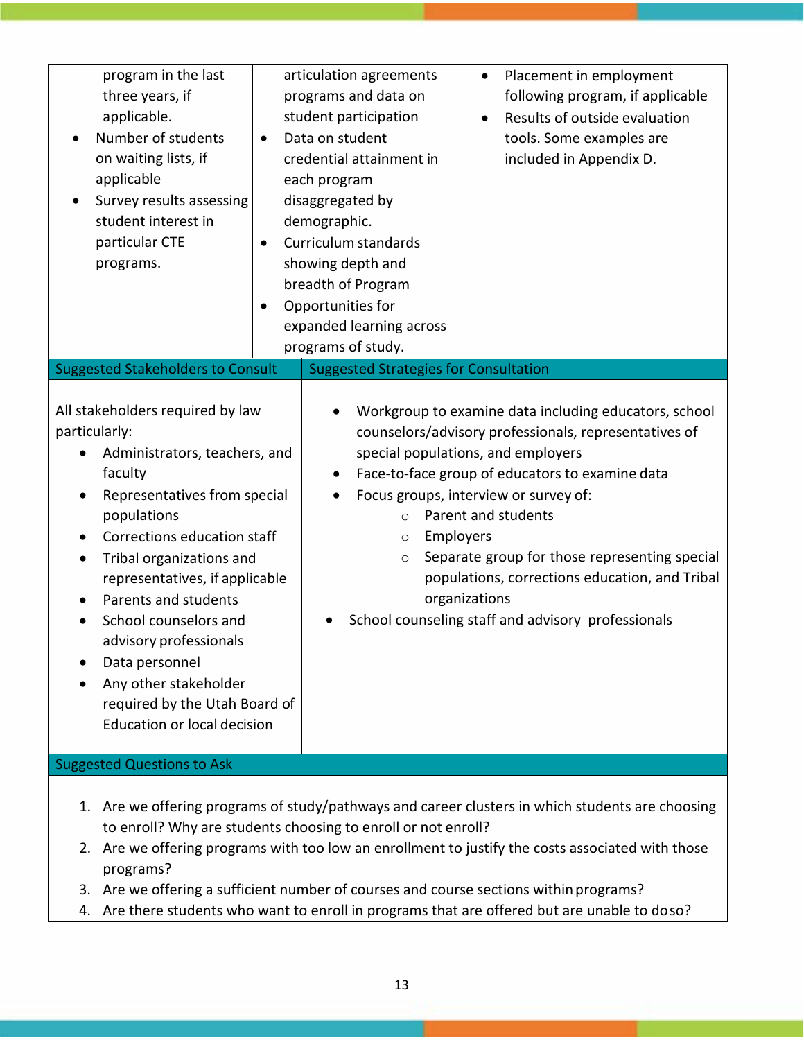| | | |
|---|---|---|
| program in the last three years, if applicable.<br>• Number of students on waiting lists, if applicable<br>• Survey results assessing student interest in particular CTE programs. | articulation agreements programs and data on student participation<br>• Data on student credential attainment in each program disaggregated by demographic.<br>• Curriculum standards showing depth and breadth of Program<br>• Opportunities for expanded learning across programs of study. | • Placement in employment following program, if applicable<br>• Results of outside evaluation tools. Some examples are included in Appendix D. |

| Suggested Stakeholders to Consult | Suggested Strategies for Consultation |
|---|---|
| All stakeholders required by law particularly:<br>• Administrators, teachers, and faculty<br>• Representatives from special populations<br>• Corrections education staff<br>• Tribal organizations and representatives, if applicable<br>• Parents and students<br>• School counselors and advisory professionals<br>• Data personnel<br>• Any other stakeholder required by the Utah Board of Education or local decision | • Workgroup to examine data including educators, school counselors/advisory professionals, representatives of special populations, and employers<br>• Face-to-face group of educators to examine data<br>• Focus groups, interview or survey of:<br>  ○ Parent and students<br>  ○ Employers<br>  ○ Separate group for those representing special populations, corrections education, and Tribal organizations<br>• School counseling staff and advisory professionals |

**Suggested Questions to Ask**

1. Are we offering programs of study/pathways and career clusters in which students are choosing to enroll? Why are students choosing to enroll or not enroll?
2. Are we offering programs with too low an enrollment to justify the costs associated with those programs?
3. Are we offering a sufficient number of courses and course sections within programs?
4. Are there students who want to enroll in programs that are offered but are unable to do so?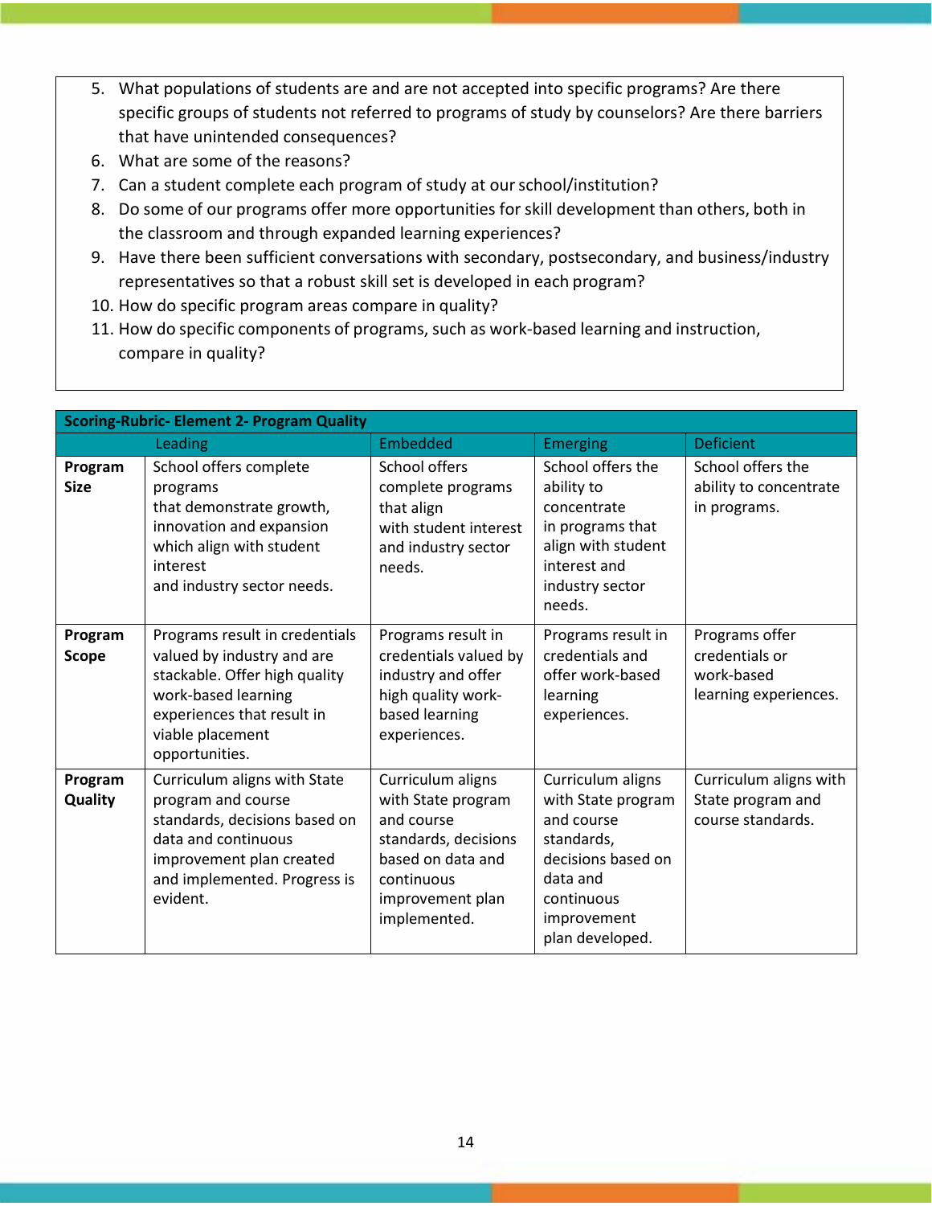5. What populations of students are and are not accepted into specific programs? Are there specific groups of students not referred to programs of study by counselors? Are there barriers that have unintended consequences?
6. What are some of the reasons?
7. Can a student complete each program of study at our school/institution?
8. Do some of our programs offer more opportunities for skill development than others, both in the classroom and through expanded learning experiences?
9. Have there been sufficient conversations with secondary, postsecondary, and business/industry representatives so that a robust skill set is developed in each program?
10. How do specific program areas compare in quality?
11. How do specific components of programs, such as work-based learning and instruction, compare in quality?

| **Scoring-Rubric- Element 2- Program Quality** | | | | |
|---|---|---|---|---|
| | Leading | Embedded | Emerging | Deficient |
| **Program Size** | School offers complete programs that demonstrate growth, innovation and expansion which align with student interest and industry sector needs. | School offers complete programs that align with student interest and industry sector needs. | School offers the ability to concentrate in programs that align with student interest and industry sector needs. | School offers the ability to concentrate in programs. |
| **Program Scope** | Programs result in credentials valued by industry and are stackable. Offer high quality work-based learning experiences that result in viable placement opportunities. | Programs result in credentials valued by industry and offer high quality work-based learning experiences. | Programs result in credentials and offer work-based learning experiences. | Programs offer credentials or work-based learning experiences. |
| **Program Quality** | Curriculum aligns with State program and course standards, decisions based on data and continuous improvement plan created and implemented. Progress is evident. | Curriculum aligns with State program and course standards, decisions based on data and continuous improvement plan implemented. | Curriculum aligns with State program and course standards, decisions based on data and continuous improvement plan developed. | Curriculum aligns with State program and course standards. |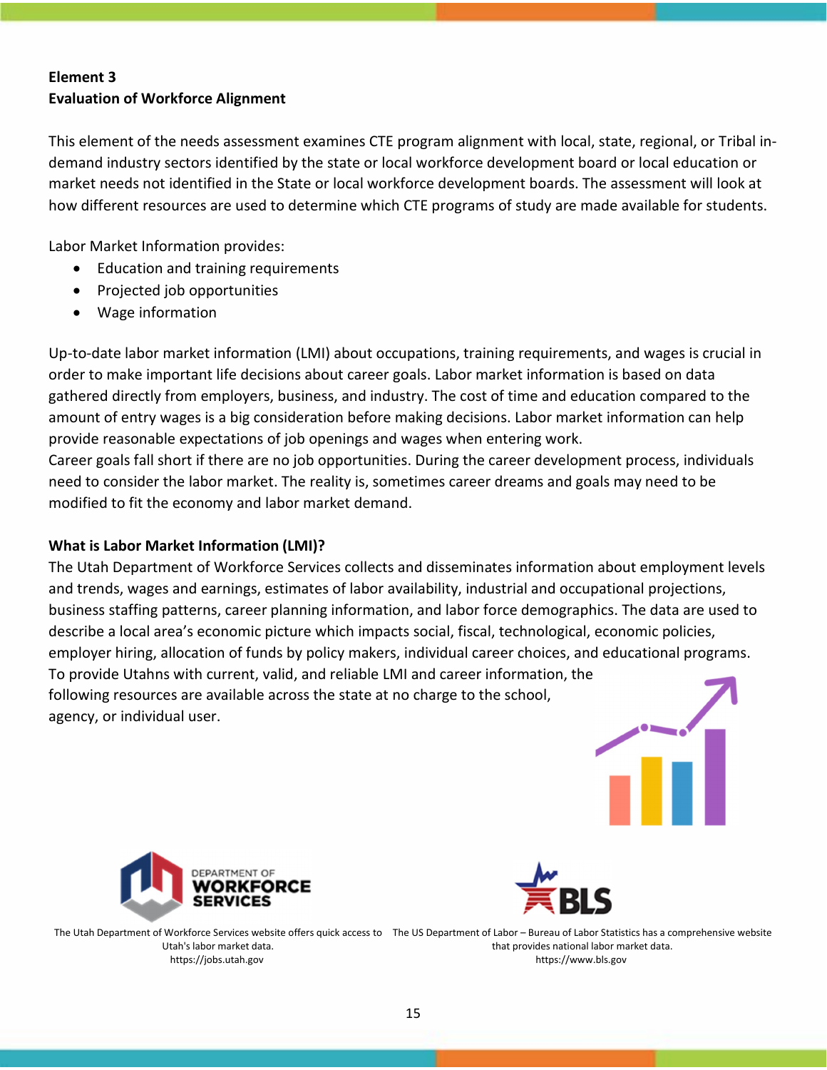## Element 3
## Evaluation of Workforce Alignment

This element of the needs assessment examines CTE program alignment with local, state, regional, or Tribal in-demand industry sectors identified by the state or local workforce development board or local education or market needs not identified in the State or local workforce development boards. The assessment will look at how different resources are used to determine which CTE programs of study are made available for students.

Labor Market Information provides:

- Education and training requirements
- Projected job opportunities
- Wage information

Up-to-date labor market information (LMI) about occupations, training requirements, and wages is crucial in order to make important life decisions about career goals. Labor market information is based on data gathered directly from employers, business, and industry. The cost of time and education compared to the amount of entry wages is a big consideration before making decisions. Labor market information can help provide reasonable expectations of job openings and wages when entering work.

Career goals fall short if there are no job opportunities. During the career development process, individuals need to consider the labor market. The reality is, sometimes career dreams and goals may need to be modified to fit the economy and labor market demand.

### What is Labor Market Information (LMI)?

The Utah Department of Workforce Services collects and disseminates information about employment levels and trends, wages and earnings, estimates of labor availability, industrial and occupational projections, business staffing patterns, career planning information, and labor force demographics. The data are used to describe a local area's economic picture which impacts social, fiscal, technological, economic policies, employer hiring, allocation of funds by policy makers, individual career choices, and educational programs. To provide Utahns with current, valid, and reliable LMI and career information, the following resources are available across the state at no charge to the school, agency, or individual user.

The Utah Department of Workforce Services website offers quick access to Utah's labor market data.
https://jobs.utah.gov

The US Department of Labor – Bureau of Labor Statistics has a comprehensive website that provides national labor market data.
https://www.bls.gov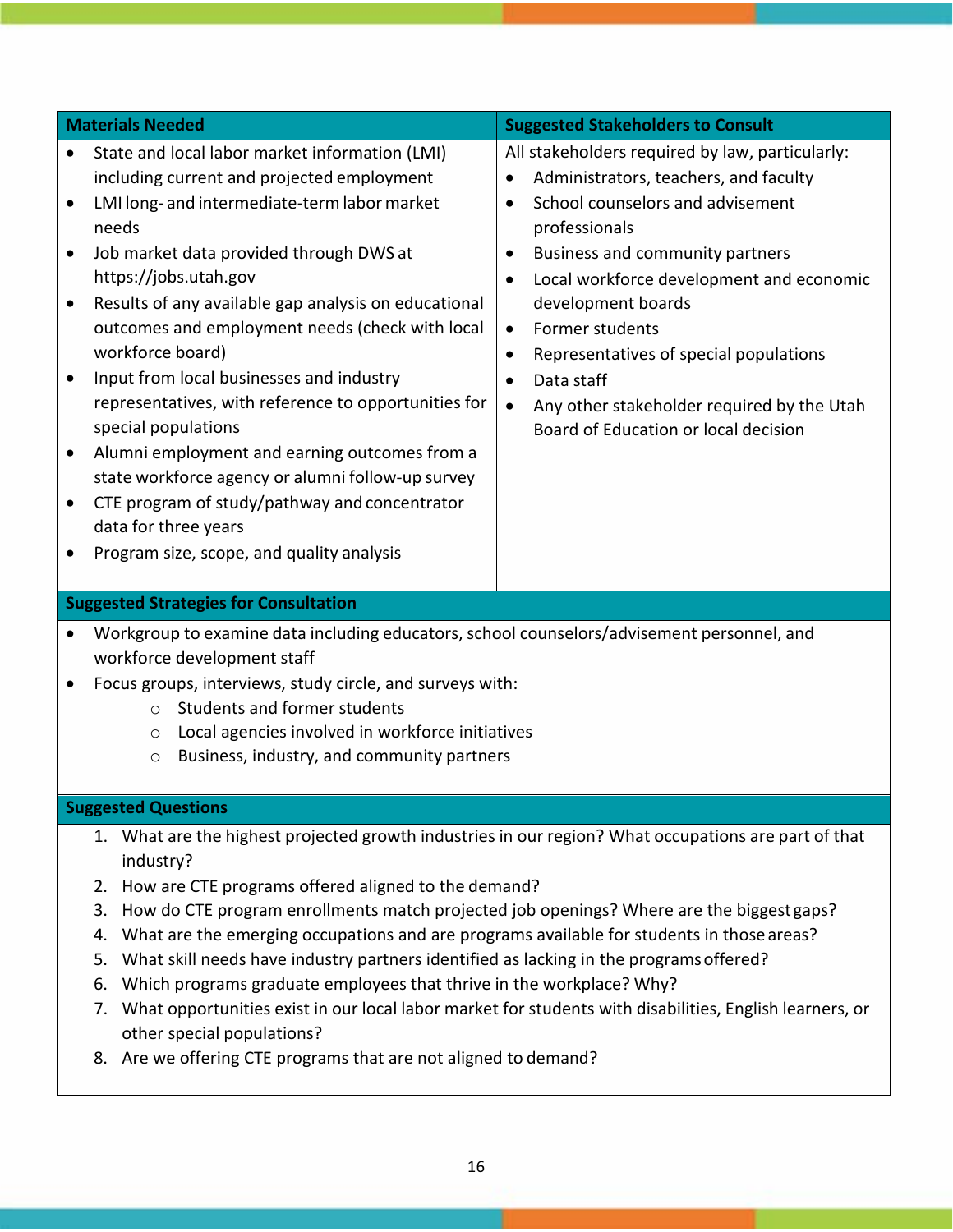| Materials Needed | Suggested Stakeholders to Consult |
| --- | --- |
| • State and local labor market information (LMI) including current and projected employment<br>• LMI long- and intermediate-term labor market needs<br>• Job market data provided through DWS at https://jobs.utah.gov<br>• Results of any available gap analysis on educational outcomes and employment needs (check with local workforce board)<br>• Input from local businesses and industry representatives, with reference to opportunities for special populations<br>• Alumni employment and earning outcomes from a state workforce agency or alumni follow-up survey<br>• CTE program of study/pathway and concentrator data for three years<br>• Program size, scope, and quality analysis | All stakeholders required by law, particularly:<br>• Administrators, teachers, and faculty<br>• School counselors and advisement professionals<br>• Business and community partners<br>• Local workforce development and economic development boards<br>• Former students<br>• Representatives of special populations<br>• Data staff<br>• Any other stakeholder required by the Utah Board of Education or local decision |

**Suggested Strategies for Consultation**

- Workgroup to examine data including educators, school counselors/advisement personnel, and workforce development staff
- Focus groups, interviews, study circle, and surveys with:
  - Students and former students
  - Local agencies involved in workforce initiatives
  - Business, industry, and community partners

**Suggested Questions**

1. What are the highest projected growth industries in our region? What occupations are part of that industry?
2. How are CTE programs offered aligned to the demand?
3. How do CTE program enrollments match projected job openings? Where are the biggest gaps?
4. What are the emerging occupations and are programs available for students in those areas?
5. What skill needs have industry partners identified as lacking in the programs offered?
6. Which programs graduate employees that thrive in the workplace? Why?
7. What opportunities exist in our local labor market for students with disabilities, English learners, or other special populations?
8. Are we offering CTE programs that are not aligned to demand?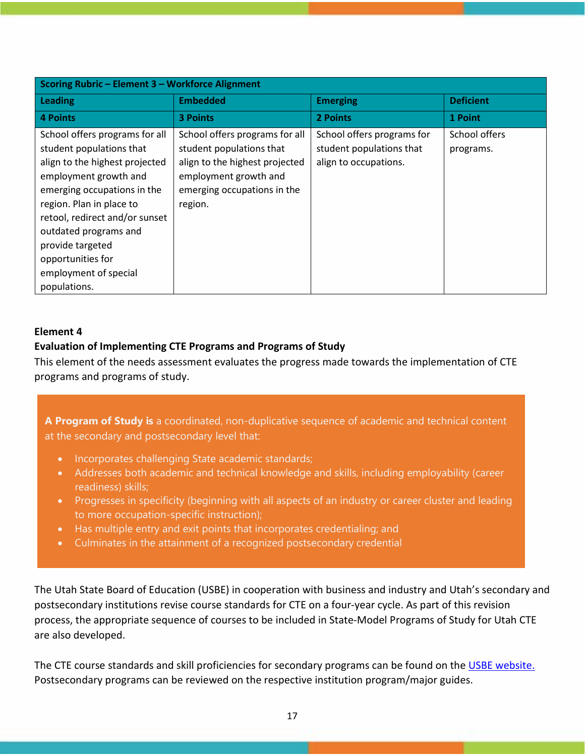| Scoring Rubric – Element 3 – Workforce Alignment | | | |
|---|---|---|---|
| **Leading** | **Embedded** | **Emerging** | **Deficient** |
| **4 Points** | **3 Points** | **2 Points** | **1 Point** |
| School offers programs for all student populations that align to the highest projected employment growth and emerging occupations in the region. Plan in place to retool, redirect and/or sunset outdated programs and provide targeted opportunities for employment of special populations. | School offers programs for all student populations that align to the highest projected employment growth and emerging occupations in the region. | School offers programs for student populations that align to occupations. | School offers programs. |

**Element 4**

**Evaluation of Implementing CTE Programs and Programs of Study**

This element of the needs assessment evaluates the progress made towards the implementation of CTE programs and programs of study.

> **A Program of Study is** a coordinated, non-duplicative sequence of academic and technical content at the secondary and postsecondary level that:
>
> - Incorporates challenging State academic standards;
> - Addresses both academic and technical knowledge and skills, including employability (career readiness) skills;
> - Progresses in specificity (beginning with all aspects of an industry or career cluster and leading to more occupation-specific instruction);
> - Has multiple entry and exit points that incorporates credentialing; and
> - Culminates in the attainment of a recognized postsecondary credential

The Utah State Board of Education (USBE) in cooperation with business and industry and Utah's secondary and postsecondary institutions revise course standards for CTE on a four-year cycle. As part of this revision process, the appropriate sequence of courses to be included in State-Model Programs of Study for Utah CTE are also developed.

The CTE course standards and skill proficiencies for secondary programs can be found on the USBE website. Postsecondary programs can be reviewed on the respective institution program/major guides.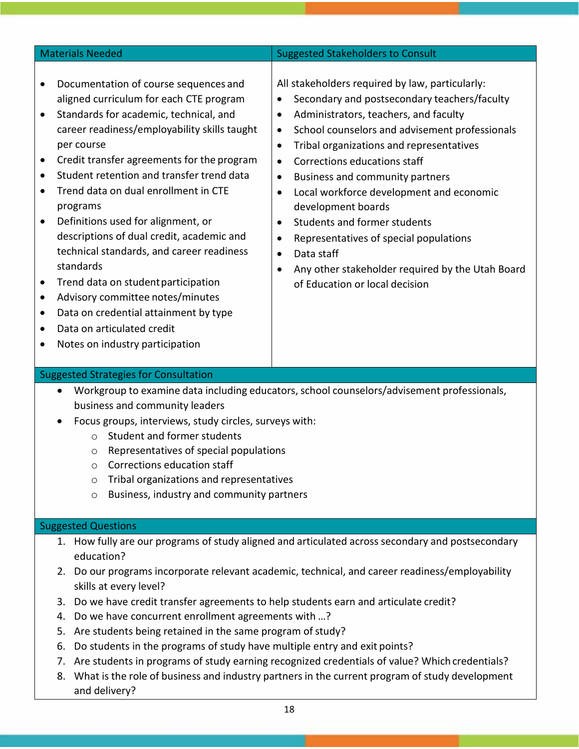| Materials Needed | Suggested Stakeholders to Consult |
|---|---|
| • Documentation of course sequences and aligned curriculum for each CTE program<br>• Standards for academic, technical, and career readiness/employability skills taught per course<br>• Credit transfer agreements for the program<br>• Student retention and transfer trend data<br>• Trend data on dual enrollment in CTE programs<br>• Definitions used for alignment, or descriptions of dual credit, academic and technical standards, and career readiness standards<br>• Trend data on student participation<br>• Advisory committee notes/minutes<br>• Data on credential attainment by type<br>• Data on articulated credit<br>• Notes on industry participation | All stakeholders required by law, particularly:<br>• Secondary and postsecondary teachers/faculty<br>• Administrators, teachers, and faculty<br>• School counselors and advisement professionals<br>• Tribal organizations and representatives<br>• Corrections educations staff<br>• Business and community partners<br>• Local workforce development and economic development boards<br>• Students and former students<br>• Representatives of special populations<br>• Data staff<br>• Any other stakeholder required by the Utah Board of Education or local decision |

**Suggested Strategies for Consultation**

- Workgroup to examine data including educators, school counselors/advisement professionals, business and community leaders
- Focus groups, interviews, study circles, surveys with:
  - Student and former students
  - Representatives of special populations
  - Corrections education staff
  - Tribal organizations and representatives
  - Business, industry and community partners

**Suggested Questions**

1. How fully are our programs of study aligned and articulated across secondary and postsecondary education?
2. Do our programs incorporate relevant academic, technical, and career readiness/employability skills at every level?
3. Do we have credit transfer agreements to help students earn and articulate credit?
4. Do we have concurrent enrollment agreements with …?
5. Are students being retained in the same program of study?
6. Do students in the programs of study have multiple entry and exit points?
7. Are students in programs of study earning recognized credentials of value? Which credentials?
8. What is the role of business and industry partners in the current program of study development and delivery?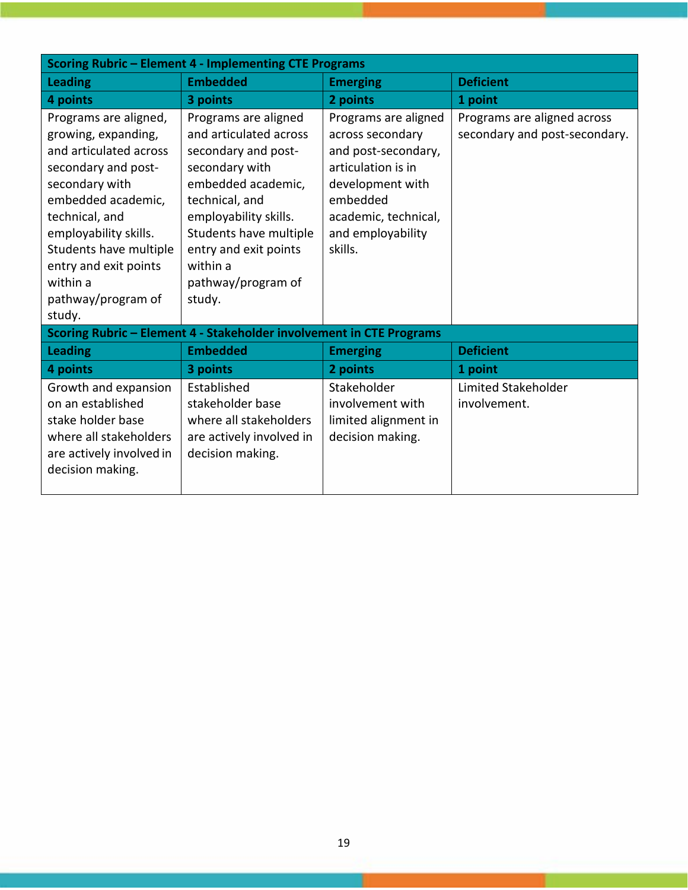| Scoring Rubric – Element 4 - Implementing CTE Programs | | | |
|---|---|---|---|
| **Leading** | **Embedded** | **Emerging** | **Deficient** |
| **4 points** | **3 points** | **2 points** | **1 point** |
| Programs are aligned, growing, expanding, and articulated across secondary and post-secondary with embedded academic, technical, and employability skills. Students have multiple entry and exit points within a pathway/program of study. | Programs are aligned and articulated across secondary and post-secondary with embedded academic, technical, and employability skills. Students have multiple entry and exit points within a pathway/program of study. | Programs are aligned across secondary and post-secondary, articulation is in development with embedded academic, technical, and employability skills. | Programs are aligned across secondary and post-secondary. |

| Scoring Rubric – Element 4 - Stakeholder involvement in CTE Programs | | | |
|---|---|---|---|
| **Leading** | **Embedded** | **Emerging** | **Deficient** |
| **4 points** | **3 points** | **2 points** | **1 point** |
| Growth and expansion on an established stake holder base where all stakeholders are actively involved in decision making. | Established stakeholder base where all stakeholders are actively involved in decision making. | Stakeholder involvement with limited alignment in decision making. | Limited Stakeholder involvement. |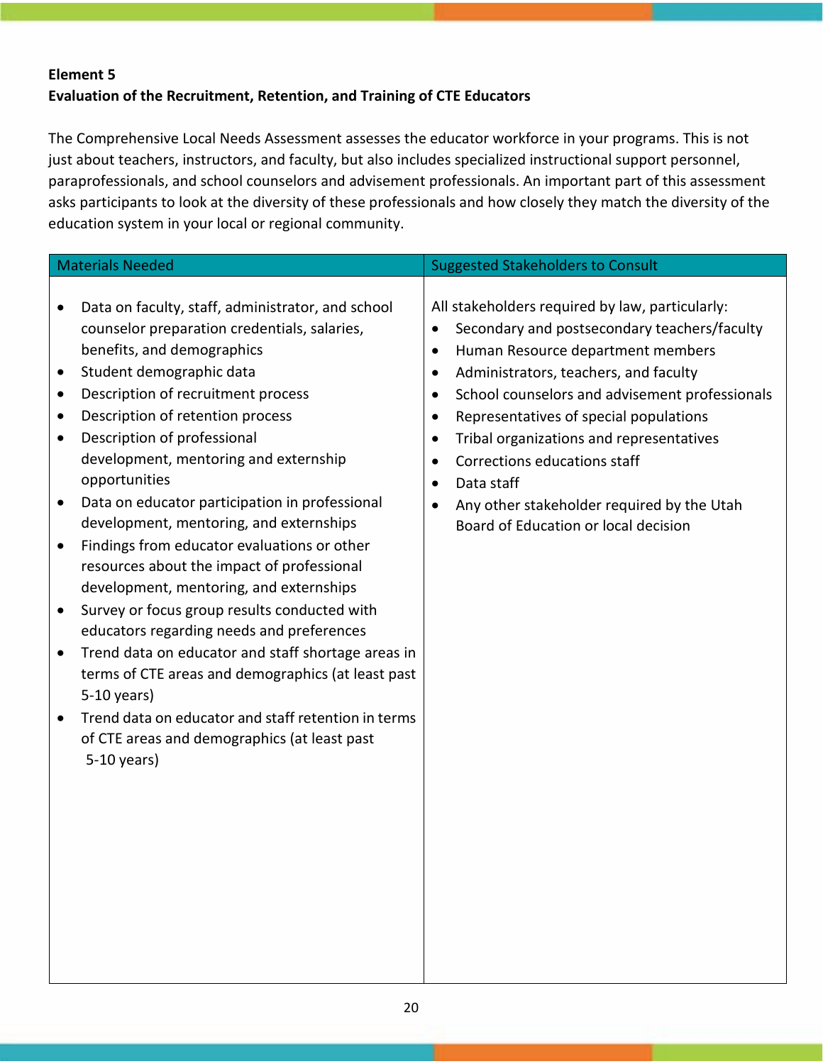**Element 5**
**Evaluation of the Recruitment, Retention, and Training of CTE Educators**

The Comprehensive Local Needs Assessment assesses the educator workforce in your programs. This is not just about teachers, instructors, and faculty, but also includes specialized instructional support personnel, paraprofessionals, and school counselors and advisement professionals. An important part of this assessment asks participants to look at the diversity of these professionals and how closely they match the diversity of the education system in your local or regional community.

| Materials Needed | Suggested Stakeholders to Consult |
|---|---|
| • Data on faculty, staff, administrator, and school counselor preparation credentials, salaries, benefits, and demographics<br>• Student demographic data<br>• Description of recruitment process<br>• Description of retention process<br>• Description of professional development, mentoring and externship opportunities<br>• Data on educator participation in professional development, mentoring, and externships<br>• Findings from educator evaluations or other resources about the impact of professional development, mentoring, and externships<br>• Survey or focus group results conducted with educators regarding needs and preferences<br>• Trend data on educator and staff shortage areas in terms of CTE areas and demographics (at least past 5-10 years)<br>• Trend data on educator and staff retention in terms of CTE areas and demographics (at least past 5-10 years) | All stakeholders required by law, particularly:<br>• Secondary and postsecondary teachers/faculty<br>• Human Resource department members<br>• Administrators, teachers, and faculty<br>• School counselors and advisement professionals<br>• Representatives of special populations<br>• Tribal organizations and representatives<br>• Corrections educations staff<br>• Data staff<br>• Any other stakeholder required by the Utah Board of Education or local decision |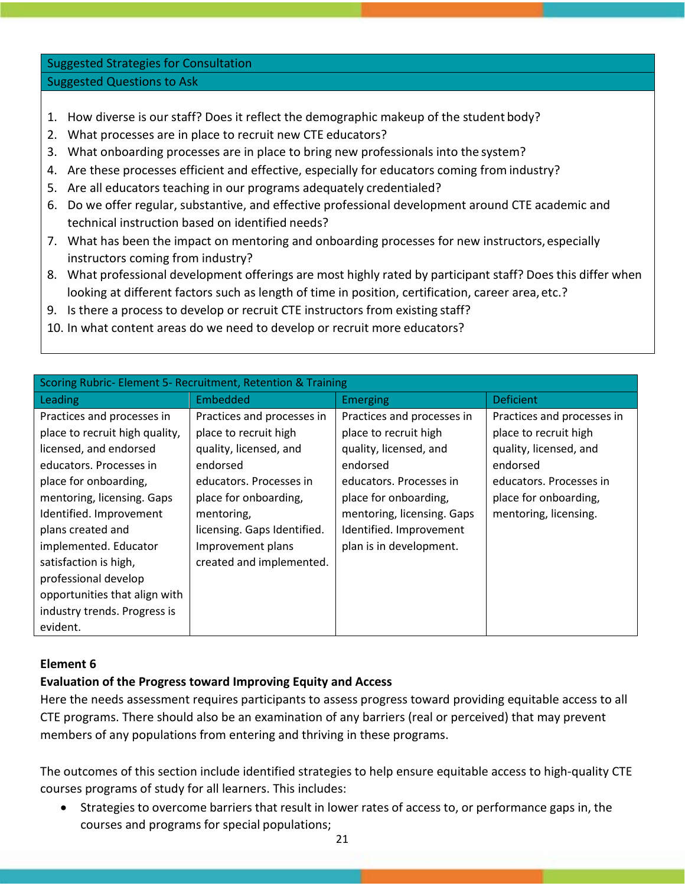| Suggested Strategies for Consultation |
|---|
| Suggested Questions to Ask |

1. How diverse is our staff? Does it reflect the demographic makeup of the student body?
2. What processes are in place to recruit new CTE educators?
3. What onboarding processes are in place to bring new professionals into the system?
4. Are these processes efficient and effective, especially for educators coming from industry?
5. Are all educators teaching in our programs adequately credentialed?
6. Do we offer regular, substantive, and effective professional development around CTE academic and technical instruction based on identified needs?
7. What has been the impact on mentoring and onboarding processes for new instructors, especially instructors coming from industry?
8. What professional development offerings are most highly rated by participant staff? Does this differ when looking at different factors such as length of time in position, certification, career area, etc.?
9. Is there a process to develop or recruit CTE instructors from existing staff?
10. In what content areas do we need to develop or recruit more educators?

| Scoring Rubric- Element 5- Recruitment, Retention & Training | | | |
|---|---|---|---|
| Leading | Embedded | Emerging | Deficient |
| Practices and processes in place to recruit high quality, licensed, and endorsed educators. Processes in place for onboarding, mentoring, licensing. Gaps Identified. Improvement plans created and implemented. Educator satisfaction is high, professional develop opportunities that align with industry trends. Progress is evident. | Practices and processes in place to recruit high quality, licensed, and endorsed educators. Processes in place for onboarding, mentoring, licensing. Gaps Identified. Improvement plans created and implemented. | Practices and processes in place to recruit high quality, licensed, and endorsed educators. Processes in place for onboarding, mentoring, licensing. Gaps Identified. Improvement plan is in development. | Practices and processes in place to recruit high quality, licensed, and endorsed educators. Processes in place for onboarding, mentoring, licensing. |

**Element 6**

**Evaluation of the Progress toward Improving Equity and Access**

Here the needs assessment requires participants to assess progress toward providing equitable access to all CTE programs. There should also be an examination of any barriers (real or perceived) that may prevent members of any populations from entering and thriving in these programs.

The outcomes of this section include identified strategies to help ensure equitable access to high-quality CTE courses programs of study for all learners. This includes:

- Strategies to overcome barriers that result in lower rates of access to, or performance gaps in, the courses and programs for special populations;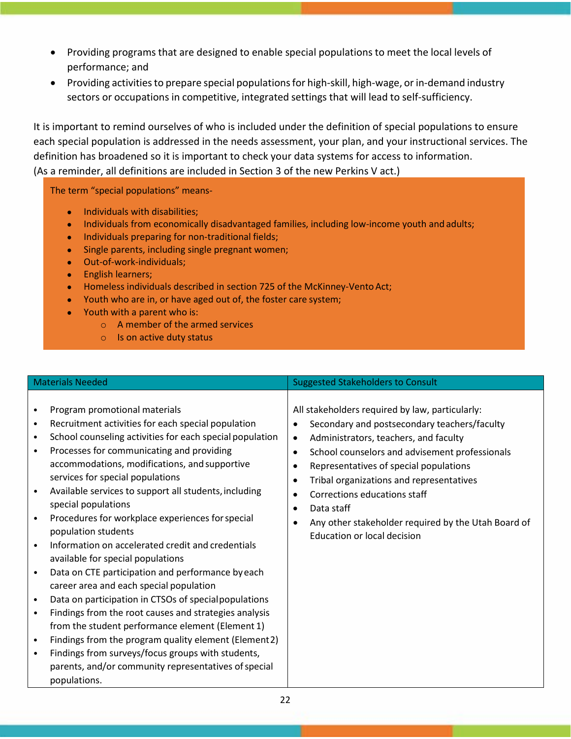- Providing programs that are designed to enable special populations to meet the local levels of performance; and
- Providing activities to prepare special populations for high-skill, high-wage, or in-demand industry sectors or occupations in competitive, integrated settings that will lead to self-sufficiency.

It is important to remind ourselves of who is included under the definition of special populations to ensure each special population is addressed in the needs assessment, your plan, and your instructional services. The definition has broadened so it is important to check your data systems for access to information. (As a reminder, all definitions are included in Section 3 of the new Perkins V act.)

> The term "special populations" means-
>
> - Individuals with disabilities;
> - Individuals from economically disadvantaged families, including low-income youth and adults;
> - Individuals preparing for non-traditional fields;
> - Single parents, including single pregnant women;
> - Out-of-work-individuals;
> - English learners;
> - Homeless individuals described in section 725 of the McKinney-Vento Act;
> - Youth who are in, or have aged out of, the foster care system;
> - Youth with a parent who is:
>   - A member of the armed services
>   - Is on active duty status

| Materials Needed | Suggested Stakeholders to Consult |
|---|---|
| • Program promotional materials<br>• Recruitment activities for each special population<br>• School counseling activities for each special population<br>• Processes for communicating and providing accommodations, modifications, and supportive services for special populations<br>• Available services to support all students, including special populations<br>• Procedures for workplace experiences for special population students<br>• Information on accelerated credit and credentials available for special populations<br>• Data on CTE participation and performance by each career area and each special population<br>• Data on participation in CTSOs of special populations<br>• Findings from the root causes and strategies analysis from the student performance element (Element 1)<br>• Findings from the program quality element (Element 2)<br>• Findings from surveys/focus groups with students, parents, and/or community representatives of special populations. | All stakeholders required by law, particularly:<br>• Secondary and postsecondary teachers/faculty<br>• Administrators, teachers, and faculty<br>• School counselors and advisement professionals<br>• Representatives of special populations<br>• Tribal organizations and representatives<br>• Corrections educations staff<br>• Data staff<br>• Any other stakeholder required by the Utah Board of Education or local decision |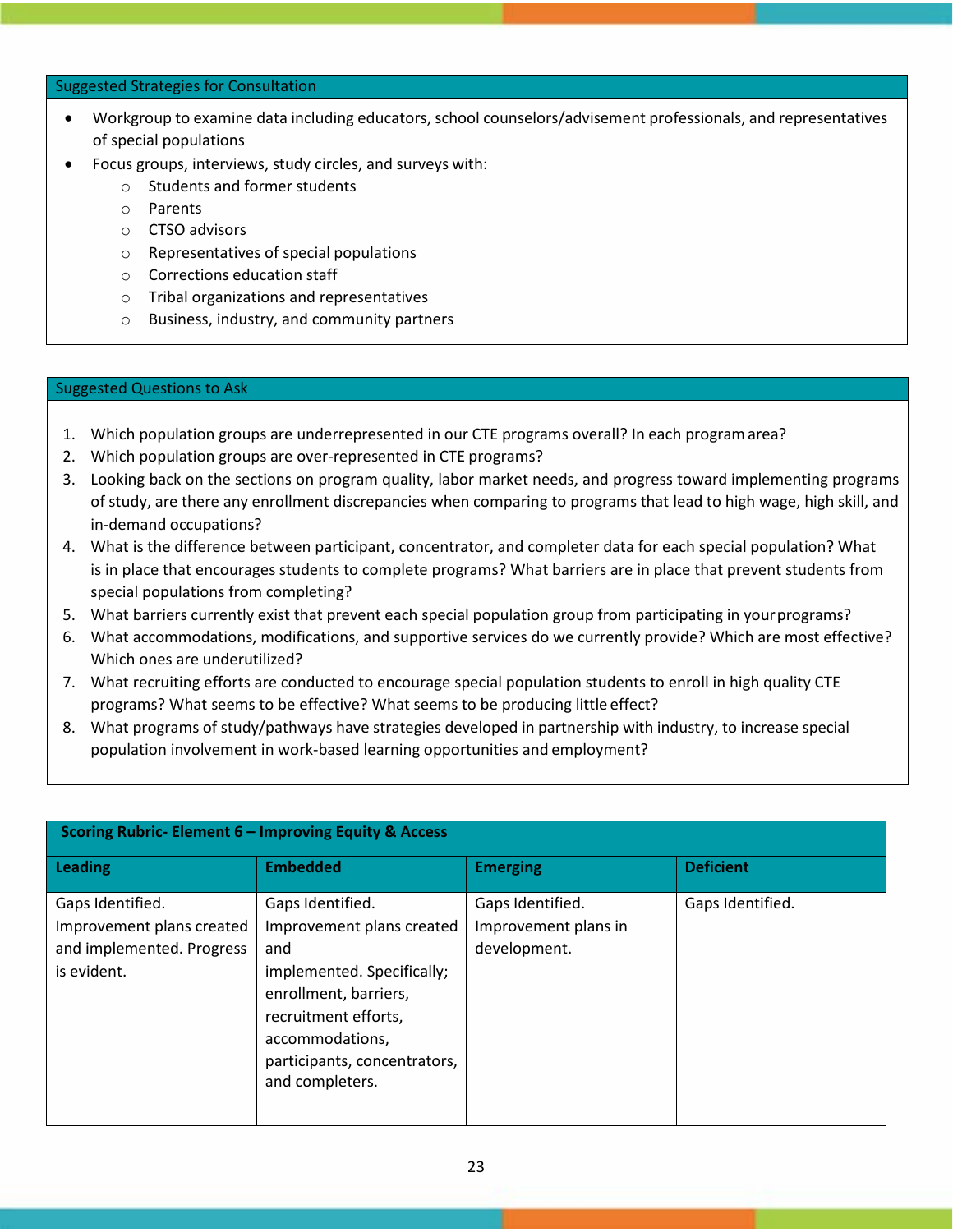### Suggested Strategies for Consultation

- Workgroup to examine data including educators, school counselors/advisement professionals, and representatives of special populations
- Focus groups, interviews, study circles, and surveys with:
  - Students and former students
  - Parents
  - CTSO advisors
  - Representatives of special populations
  - Corrections education staff
  - Tribal organizations and representatives
  - Business, industry, and community partners

### Suggested Questions to Ask

1. Which population groups are underrepresented in our CTE programs overall? In each program area?
2. Which population groups are over-represented in CTE programs?
3. Looking back on the sections on program quality, labor market needs, and progress toward implementing programs of study, are there any enrollment discrepancies when comparing to programs that lead to high wage, high skill, and in-demand occupations?
4. What is the difference between participant, concentrator, and completer data for each special population? What is in place that encourages students to complete programs? What barriers are in place that prevent students from special populations from completing?
5. What barriers currently exist that prevent each special population group from participating in your programs?
6. What accommodations, modifications, and supportive services do we currently provide? Which are most effective? Which ones are underutilized?
7. What recruiting efforts are conducted to encourage special population students to enroll in high quality CTE programs? What seems to be effective? What seems to be producing little effect?
8. What programs of study/pathways have strategies developed in partnership with industry, to increase special population involvement in work-based learning opportunities and employment?

**Scoring Rubric- Element 6 – Improving Equity & Access**

| Leading | Embedded | Emerging | Deficient |
|---|---|---|---|
| Gaps Identified. Improvement plans created and implemented. Progress is evident. | Gaps Identified. Improvement plans created and implemented. Specifically; enrollment, barriers, recruitment efforts, accommodations, participants, concentrators, and completers. | Gaps Identified. Improvement plans in development. | Gaps Identified. |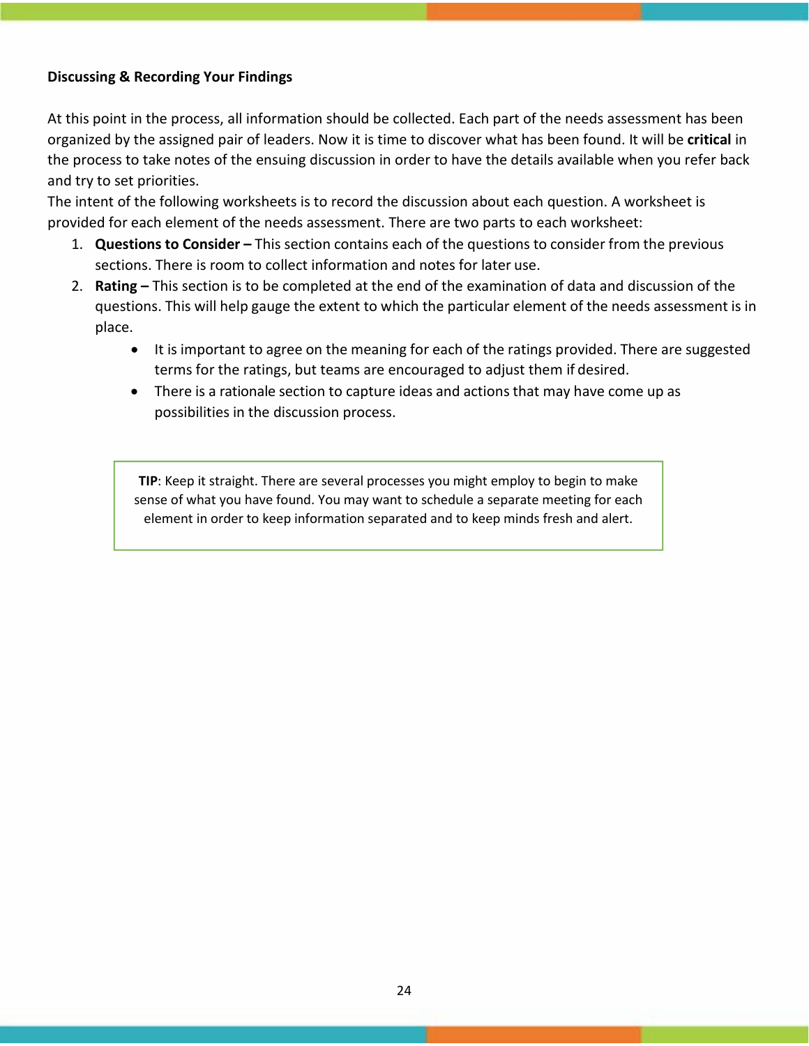**Discussing & Recording Your Findings**

At this point in the process, all information should be collected. Each part of the needs assessment has been organized by the assigned pair of leaders. Now it is time to discover what has been found. It will be **critical** in the process to take notes of the ensuing discussion in order to have the details available when you refer back and try to set priorities.
The intent of the following worksheets is to record the discussion about each question. A worksheet is provided for each element of the needs assessment. There are two parts to each worksheet:

1. **Questions to Consider –** This section contains each of the questions to consider from the previous sections. There is room to collect information and notes for later use.
2. **Rating –** This section is to be completed at the end of the examination of data and discussion of the questions. This will help gauge the extent to which the particular element of the needs assessment is in place.
    - It is important to agree on the meaning for each of the ratings provided. There are suggested terms for the ratings, but teams are encouraged to adjust them if desired.
    - There is a rationale section to capture ideas and actions that may have come up as possibilities in the discussion process.

> **TIP**: Keep it straight. There are several processes you might employ to begin to make sense of what you have found. You may want to schedule a separate meeting for each element in order to keep information separated and to keep minds fresh and alert.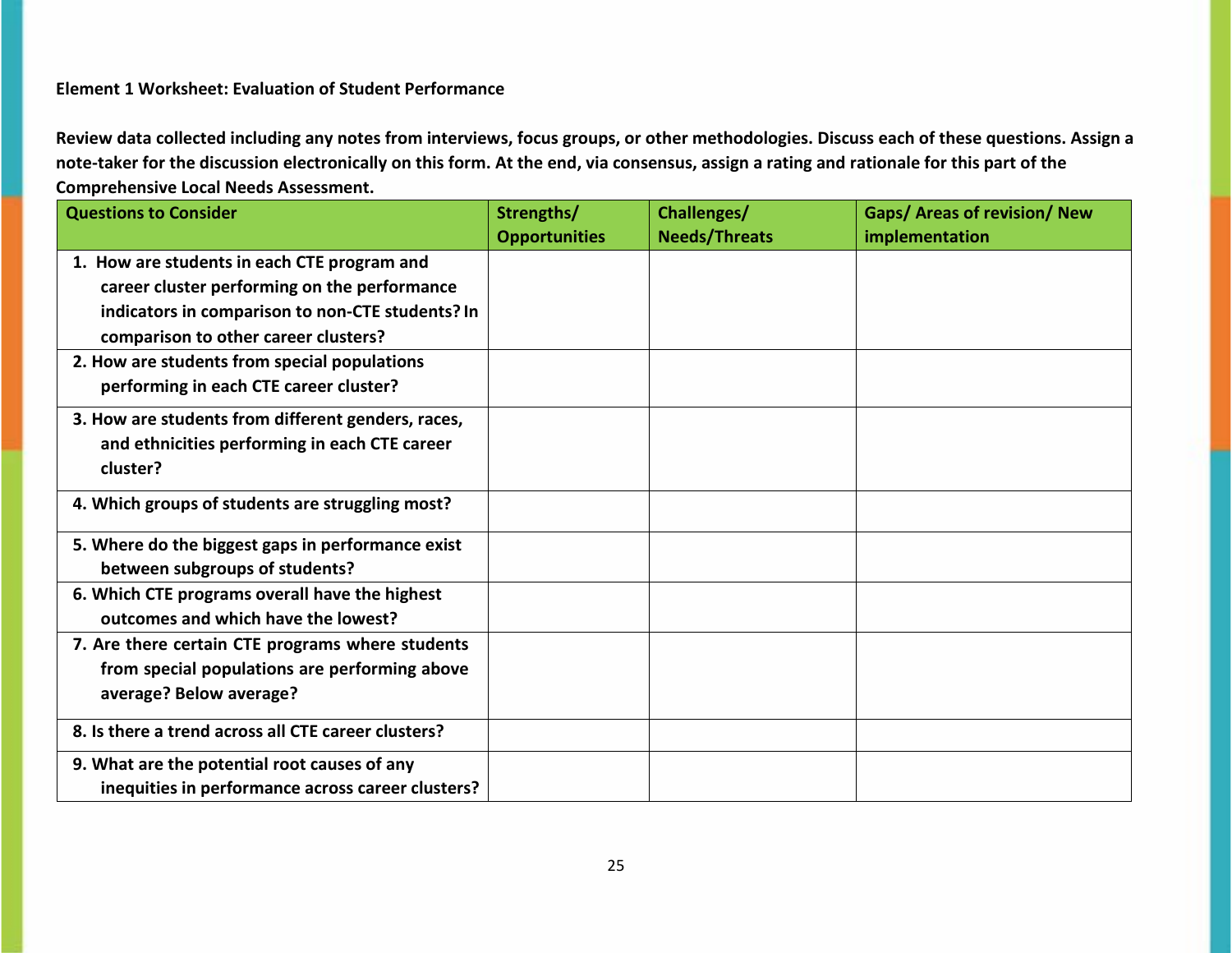**Element 1 Worksheet: Evaluation of Student Performance**

**Review data collected including any notes from interviews, focus groups, or other methodologies. Discuss each of these questions. Assign a note-taker for the discussion electronically on this form. At the end, via consensus, assign a rating and rationale for this part of the Comprehensive Local Needs Assessment.**

| Questions to Consider | Strengths/ Opportunities | Challenges/ Needs/Threats | Gaps/ Areas of revision/ New implementation |
|---|---|---|---|
| 1. How are students in each CTE program and career cluster performing on the performance indicators in comparison to non-CTE students? In comparison to other career clusters? | | | |
| 2. How are students from special populations performing in each CTE career cluster? | | | |
| 3. How are students from different genders, races, and ethnicities performing in each CTE career cluster? | | | |
| 4. Which groups of students are struggling most? | | | |
| 5. Where do the biggest gaps in performance exist between subgroups of students? | | | |
| 6. Which CTE programs overall have the highest outcomes and which have the lowest? | | | |
| 7. Are there certain CTE programs where students from special populations are performing above average? Below average? | | | |
| 8. Is there a trend across all CTE career clusters? | | | |
| 9. What are the potential root causes of any inequities in performance across career clusters? | | | |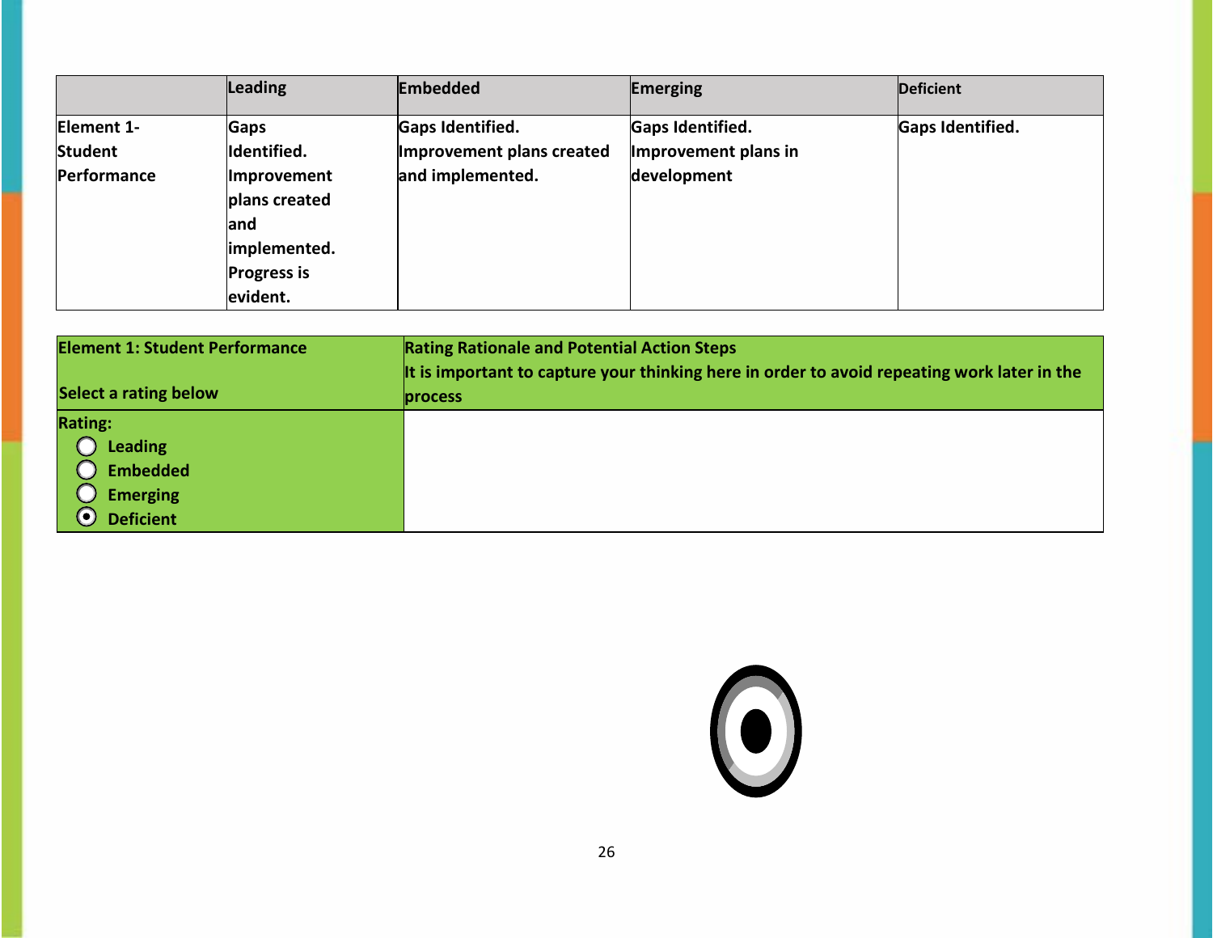| | Leading | Embedded | Emerging | Deficient |
|---|---|---|---|---|
| **Element 1- Student Performance** | **Gaps Identified. Improvement plans created and implemented. Progress is evident.** | **Gaps Identified. Improvement plans created and implemented.** | **Gaps Identified. Improvement plans in development** | **Gaps Identified.** |

| **Element 1: Student Performance**<br><br>**Select a rating below** | **Rating Rationale and Potential Action Steps**<br>**It is important to capture your thinking here in order to avoid repeating work later in the process** |
|---|---|
| **Rating:**<br>○ **Leading**<br>○ **Embedded**<br>○ **Emerging**<br>◉ **Deficient** | |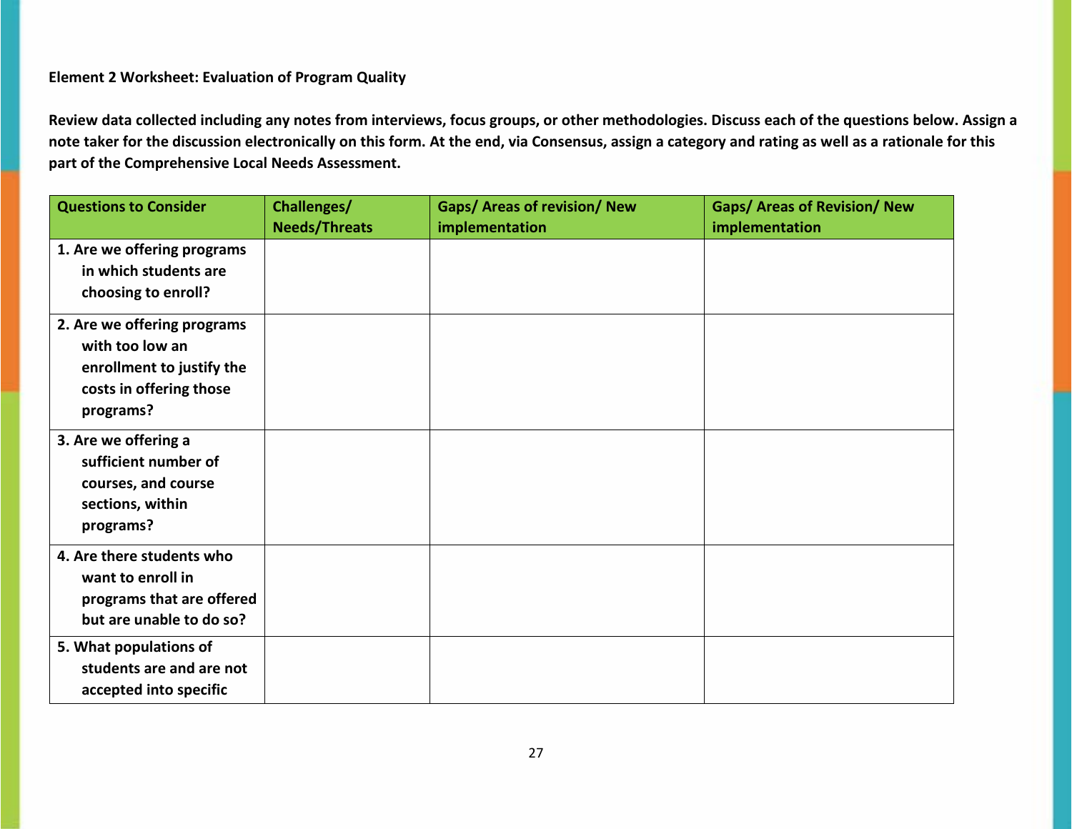**Element 2 Worksheet: Evaluation of Program Quality**

**Review data collected including any notes from interviews, focus groups, or other methodologies. Discuss each of the questions below. Assign a note taker for the discussion electronically on this form. At the end, via Consensus, assign a category and rating as well as a rationale for this part of the Comprehensive Local Needs Assessment.**

| Questions to Consider | Challenges/ Needs/Threats | Gaps/ Areas of revision/ New implementation | Gaps/ Areas of Revision/ New implementation |
|---|---|---|---|
| 1. Are we offering programs in which students are choosing to enroll? | | | |
| 2. Are we offering programs with too low an enrollment to justify the costs in offering those programs? | | | |
| 3. Are we offering a sufficient number of courses, and course sections, within programs? | | | |
| 4. Are there students who want to enroll in programs that are offered but are unable to do so? | | | |
| 5. What populations of students are and are not accepted into specific | | | |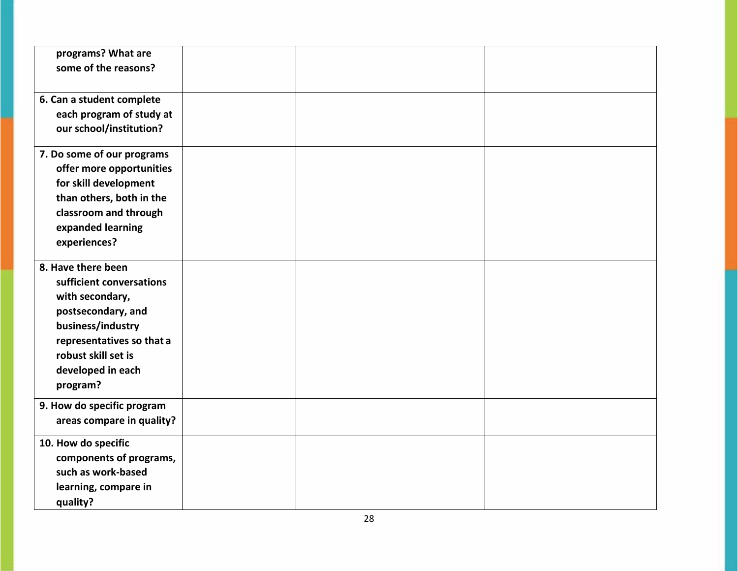| | | | |
|---|---|---|---|
| **programs? What are some of the reasons?** | | | |
| **6. Can a student complete each program of study at our school/institution?** | | | |
| **7. Do some of our programs offer more opportunities for skill development than others, both in the classroom and through expanded learning experiences?** | | | |
| **8. Have there been sufficient conversations with secondary, postsecondary, and business/industry representatives so that a robust skill set is developed in each program?** | | | |
| **9. How do specific program areas compare in quality?** | | | |
| **10. How do specific components of programs, such as work-based learning, compare in quality?** | | | |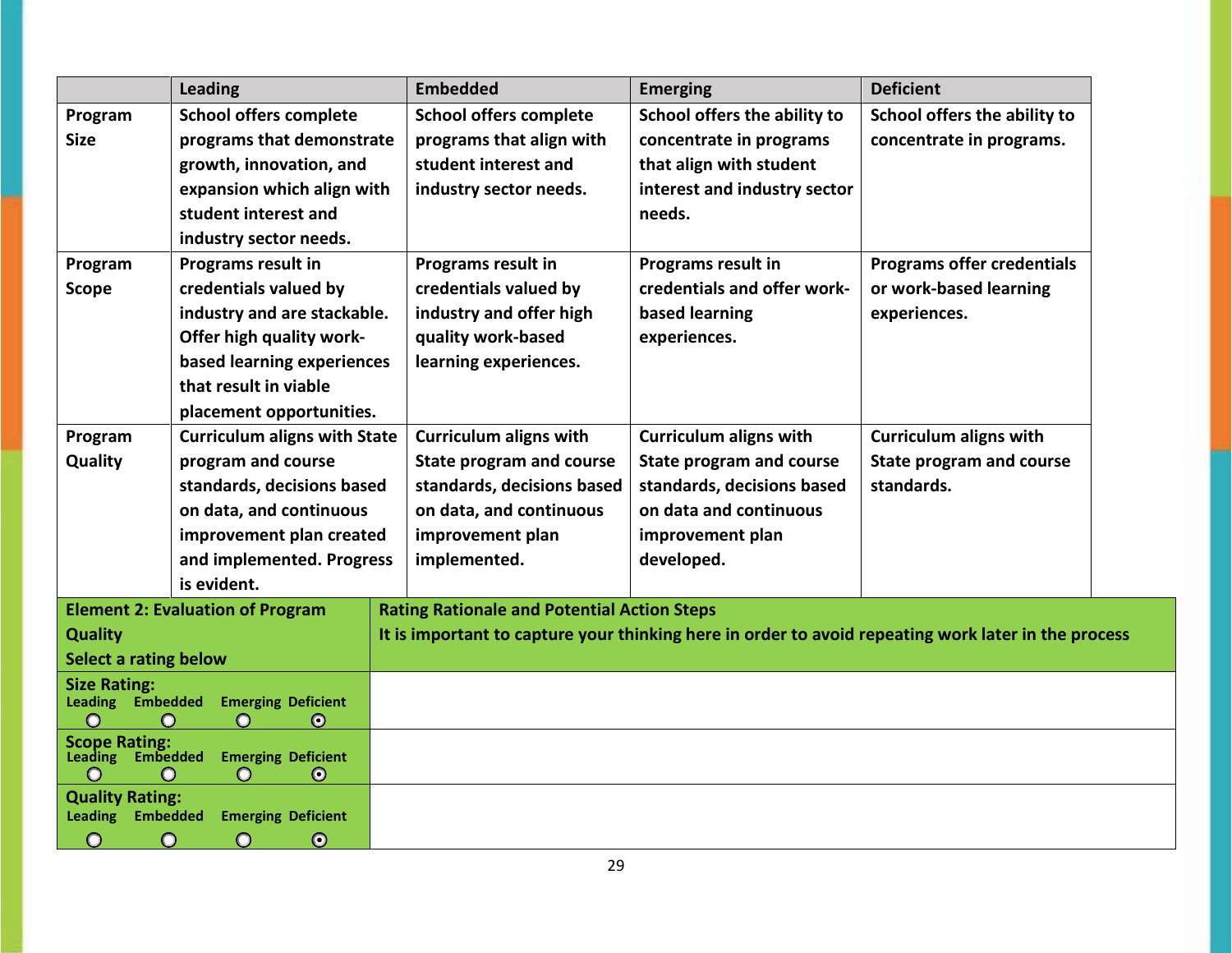| | Leading | Embedded | Emerging | Deficient |
|---|---|---|---|---|
| **Program Size** | **School offers complete programs that demonstrate growth, innovation, and expansion which align with student interest and industry sector needs.** | **School offers complete programs that align with student interest and industry sector needs.** | **School offers the ability to concentrate in programs that align with student interest and industry sector needs.** | **School offers the ability to concentrate in programs.** |
| **Program Scope** | **Programs result in credentials valued by industry and are stackable. Offer high quality work-based learning experiences that result in viable placement opportunities.** | **Programs result in credentials valued by industry and offer high quality work-based learning experiences.** | **Programs result in credentials and offer work-based learning experiences.** | **Programs offer credentials or work-based learning experiences.** |
| **Program Quality** | **Curriculum aligns with State program and course standards, decisions based on data, and continuous improvement plan created and implemented. Progress is evident.** | **Curriculum aligns with State program and course standards, decisions based on data, and continuous improvement plan implemented.** | **Curriculum aligns with State program and course standards, decisions based on data and continuous improvement plan developed.** | **Curriculum aligns with State program and course standards.** |

| **Element 2: Evaluation of Program Quality**<br>**Select a rating below** | **Rating Rationale and Potential Action Steps**<br>**It is important to capture your thinking here in order to avoid repeating work later in the process** |
|---|---|
| **Size Rating:**<br>Leading ○ Embedded ○ Emerging ○ Deficient ⊙ | |
| **Scope Rating:**<br>Leading ○ Embedded ○ Emerging ○ Deficient ⊙ | |
| **Quality Rating:**<br>Leading ○ Embedded ○ Emerging ○ Deficient ⊙ | |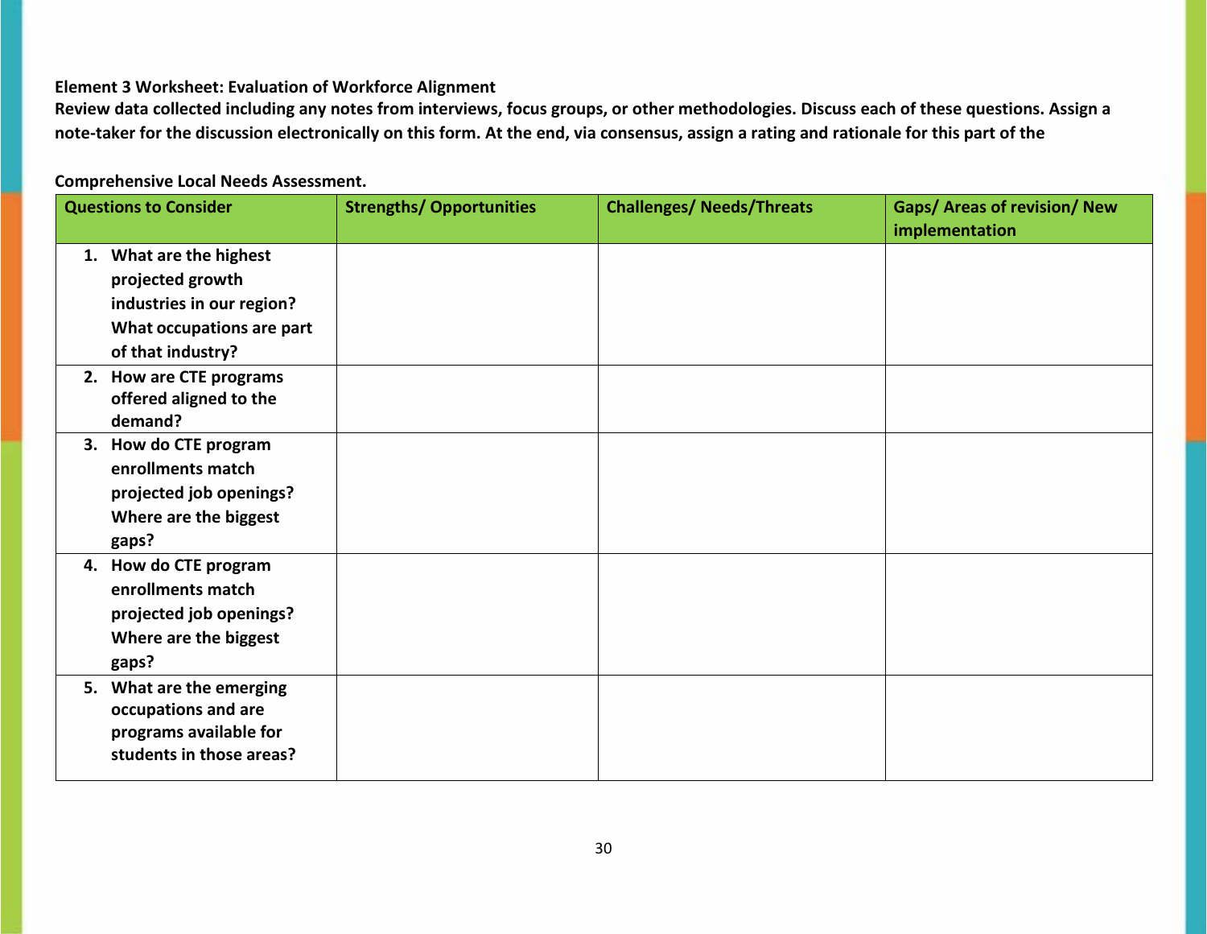**Element 3 Worksheet: Evaluation of Workforce Alignment**

**Review data collected including any notes from interviews, focus groups, or other methodologies. Discuss each of these questions. Assign a note-taker for the discussion electronically on this form. At the end, via consensus, assign a rating and rationale for this part of the**

**Comprehensive Local Needs Assessment.**

| Questions to Consider | Strengths/ Opportunities | Challenges/ Needs/Threats | Gaps/ Areas of revision/ New implementation |
|---|---|---|---|
| 1. What are the highest projected growth industries in our region? What occupations are part of that industry? | | | |
| 2. How are CTE programs offered aligned to the demand? | | | |
| 3. How do CTE program enrollments match projected job openings? Where are the biggest gaps? | | | |
| 4. How do CTE program enrollments match projected job openings? Where are the biggest gaps? | | | |
| 5. What are the emerging occupations and are programs available for students in those areas? | | | |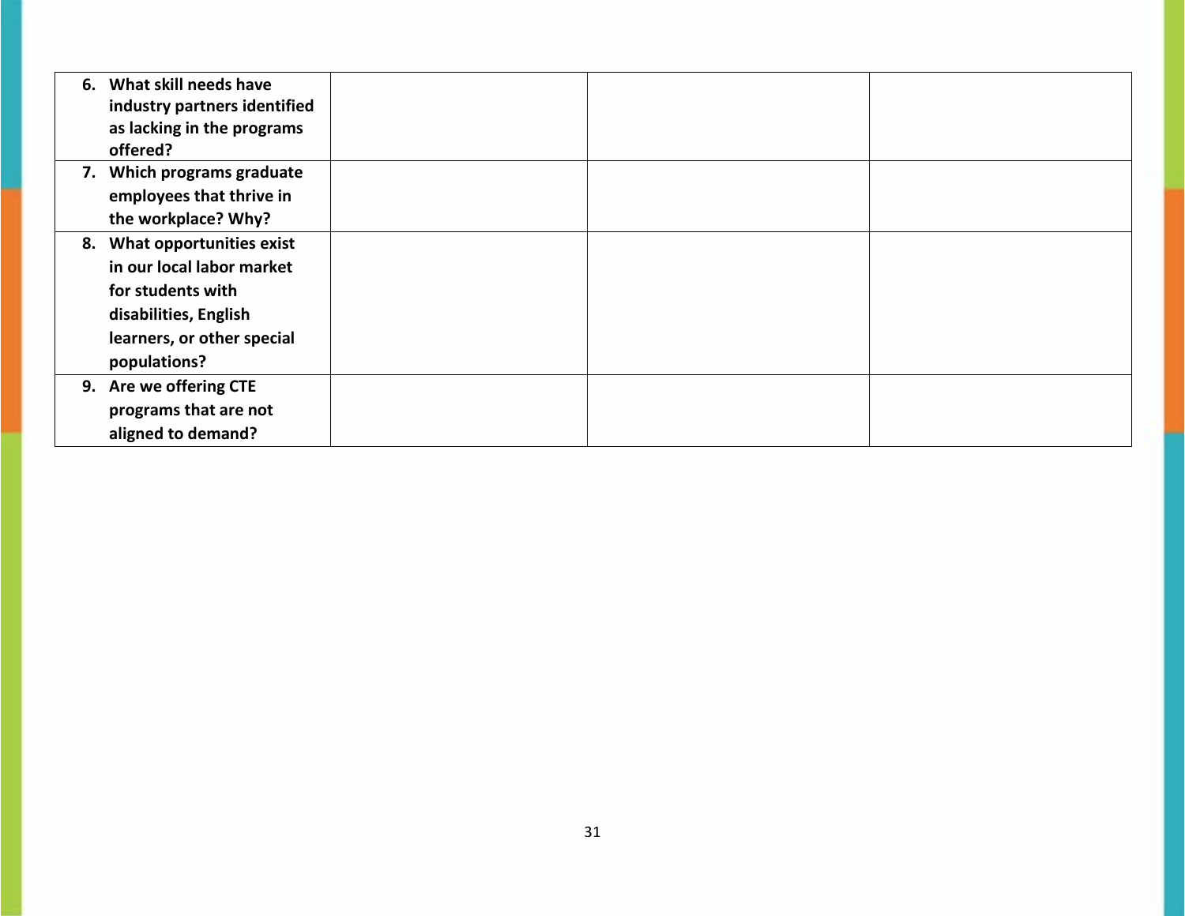|  |  |  |  |
|---|---|---|---|
| **6. What skill needs have industry partners identified as lacking in the programs offered?** |  |  |  |
| **7. Which programs graduate employees that thrive in the workplace? Why?** |  |  |  |
| **8. What opportunities exist in our local labor market for students with disabilities, English learners, or other special populations?** |  |  |  |
| **9. Are we offering CTE programs that are not aligned to demand?** |  |  |  |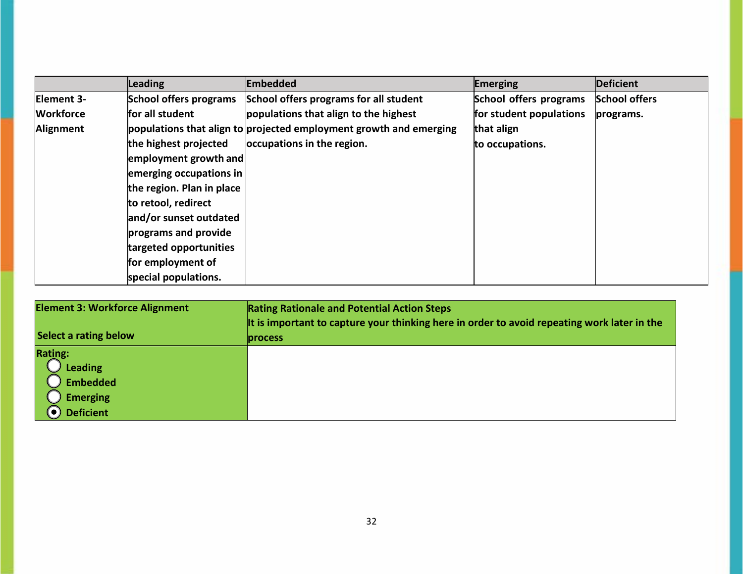| | Leading | Embedded | Emerging | Deficient |
|---|---|---|---|---|
| **Element 3- Workforce Alignment** | **School offers programs for all student populations that align to the highest projected employment growth and emerging occupations in the region. Plan in place to retool, redirect and/or sunset outdated programs and provide targeted opportunities for employment of special populations.** | **School offers programs for all student populations that align to the highest projected employment growth and emerging occupations in the region.** | **School offers programs for student populations that align to occupations.** | **School offers programs.** |

| Element 3: Workforce Alignment<br><br>Select a rating below | Rating Rationale and Potential Action Steps<br>It is important to capture your thinking here in order to avoid repeating work later in the process |
|---|---|
| **Rating:**<br>○ Leading<br>○ Embedded<br>○ Emerging<br>◉ Deficient | |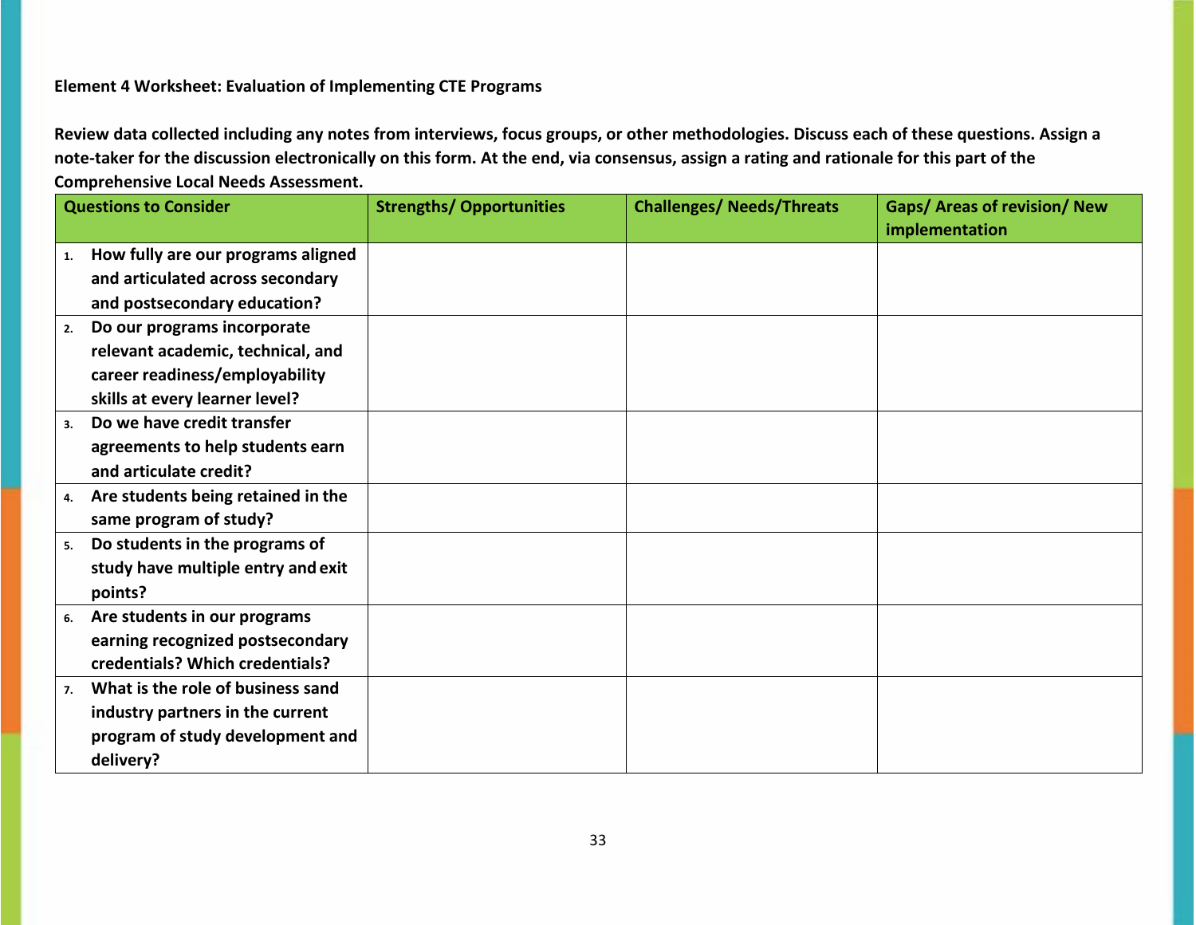**Element 4 Worksheet: Evaluation of Implementing CTE Programs**

**Review data collected including any notes from interviews, focus groups, or other methodologies. Discuss each of these questions. Assign a note-taker for the discussion electronically on this form. At the end, via consensus, assign a rating and rationale for this part of the Comprehensive Local Needs Assessment.**

| Questions to Consider | Strengths/ Opportunities | Challenges/ Needs/Threats | Gaps/ Areas of revision/ New implementation |
|---|---|---|---|
| 1. How fully are our programs aligned and articulated across secondary and postsecondary education? | | | |
| 2. Do our programs incorporate relevant academic, technical, and career readiness/employability skills at every learner level? | | | |
| 3. Do we have credit transfer agreements to help students earn and articulate credit? | | | |
| 4. Are students being retained in the same program of study? | | | |
| 5. Do students in the programs of study have multiple entry and exit points? | | | |
| 6. Are students in our programs earning recognized postsecondary credentials? Which credentials? | | | |
| 7. What is the role of business sand industry partners in the current program of study development and delivery? | | | |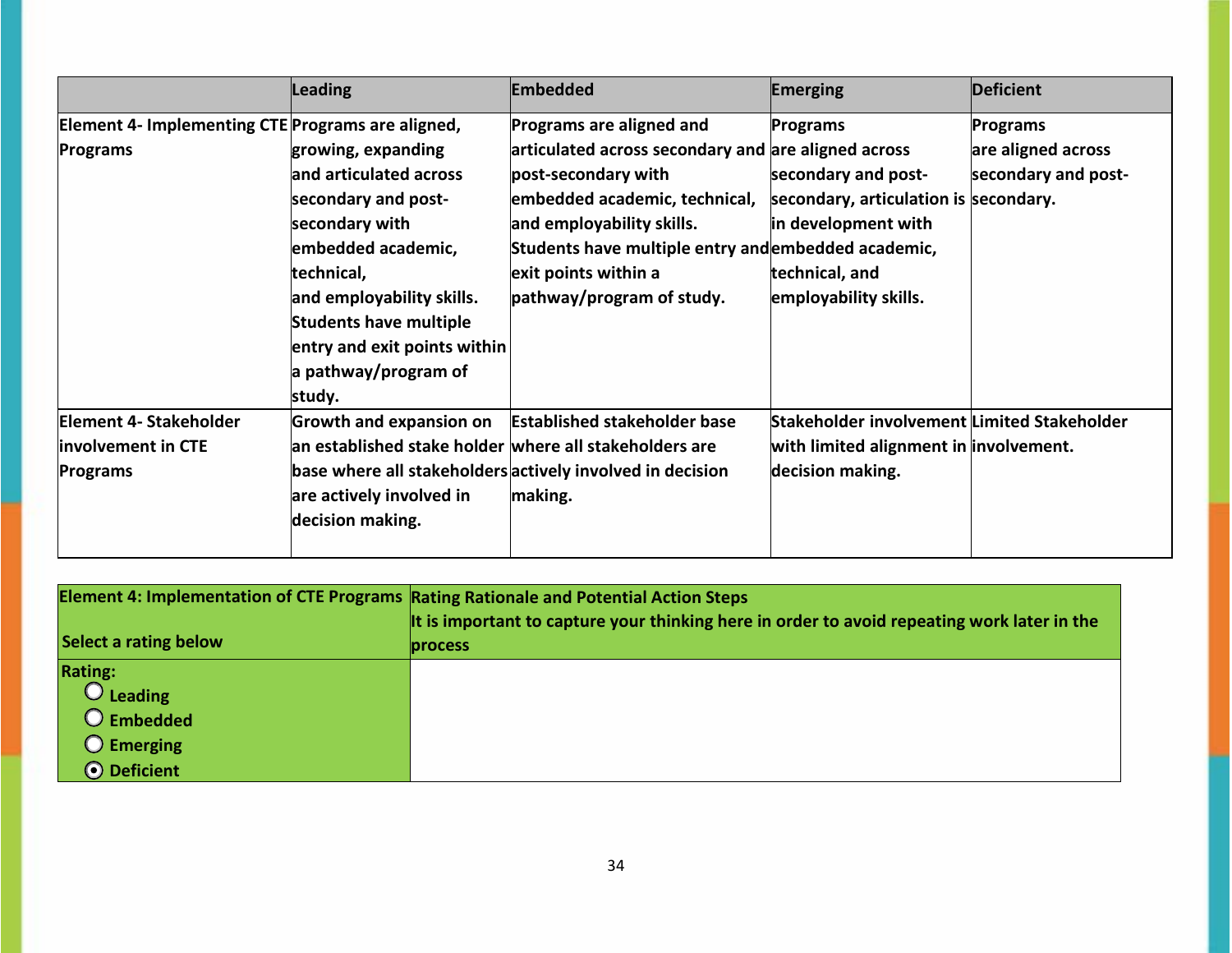| | Leading | Embedded | Emerging | Deficient |
|---|---|---|---|---|
| **Element 4- Implementing CTE Programs** | **Programs are aligned, growing, expanding and articulated across secondary and post-secondary with embedded academic, technical, and employability skills. Students have multiple entry and exit points within a pathway/program of study.** | **Programs are aligned and articulated across secondary and post-secondary with embedded academic, technical, and employability skills. Students have multiple entry and exit points within a pathway/program of study.** | **Programs are aligned across secondary and post-secondary, articulation is in development with embedded academic, technical, and employability skills.** | **Programs are aligned across secondary and post-secondary.** |
| **Element 4- Stakeholder involvement in CTE Programs** | **Growth and expansion on an established stake holder base where all stakeholders are actively involved in decision making.** | **Established stakeholder base where all stakeholders are actively involved in decision making.** | **Stakeholder involvement with limited alignment in decision making.** | **Limited Stakeholder involvement.** |

| Element 4: Implementation of CTE Programs<br><br>Select a rating below | Rating Rationale and Potential Action Steps<br>It is important to capture your thinking here in order to avoid repeating work later in the process |
|---|---|
| **Rating:**<br>○ Leading<br>○ Embedded<br>○ Emerging<br>◉ Deficient | |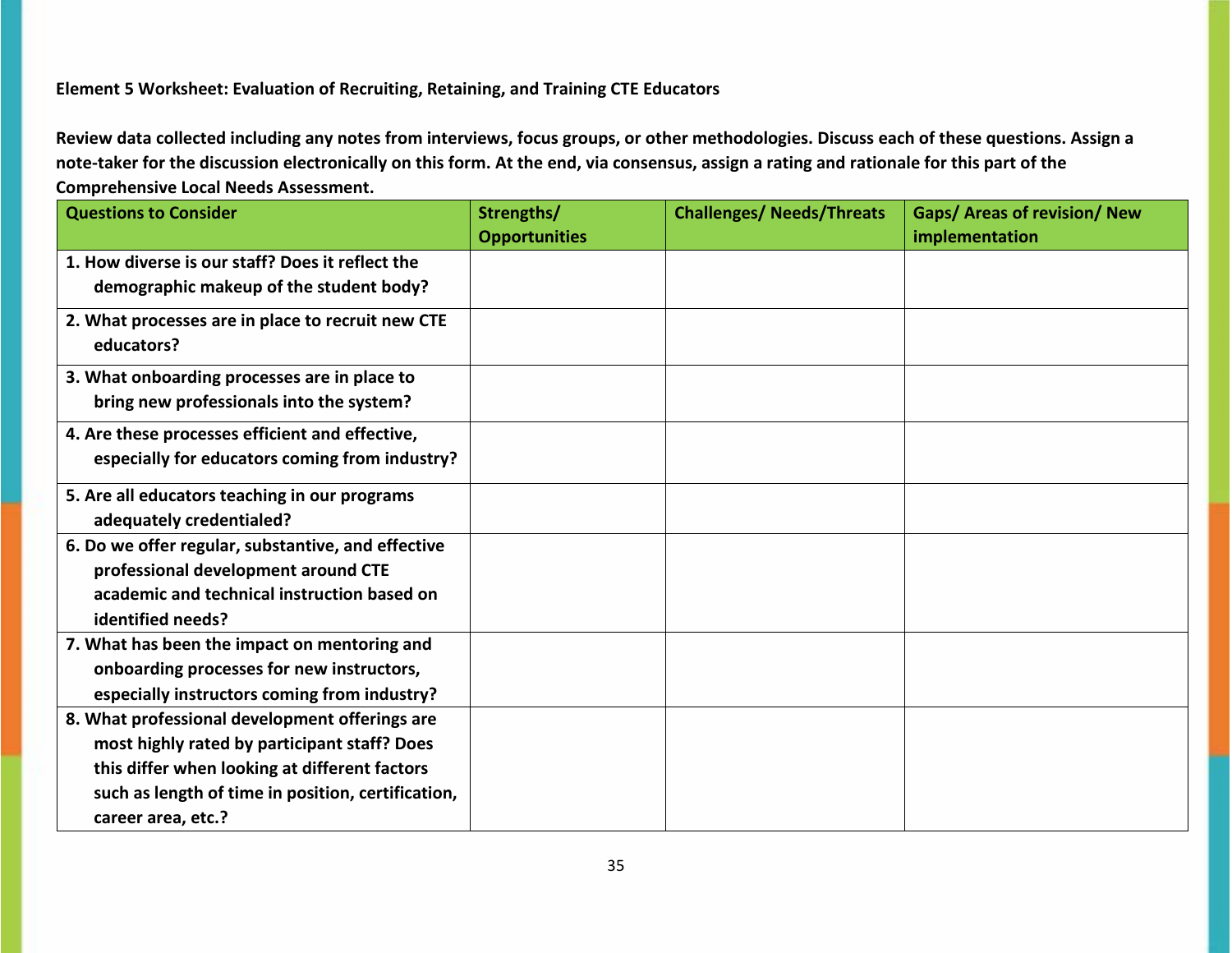**Element 5 Worksheet: Evaluation of Recruiting, Retaining, and Training CTE Educators**

**Review data collected including any notes from interviews, focus groups, or other methodologies. Discuss each of these questions. Assign a note-taker for the discussion electronically on this form. At the end, via consensus, assign a rating and rationale for this part of the Comprehensive Local Needs Assessment.**

| Questions to Consider | Strengths/ Opportunities | Challenges/ Needs/Threats | Gaps/ Areas of revision/ New implementation |
|---|---|---|---|
| 1. How diverse is our staff? Does it reflect the demographic makeup of the student body? | | | |
| 2. What processes are in place to recruit new CTE educators? | | | |
| 3. What onboarding processes are in place to bring new professionals into the system? | | | |
| 4. Are these processes efficient and effective, especially for educators coming from industry? | | | |
| 5. Are all educators teaching in our programs adequately credentialed? | | | |
| 6. Do we offer regular, substantive, and effective professional development around CTE academic and technical instruction based on identified needs? | | | |
| 7. What has been the impact on mentoring and onboarding processes for new instructors, especially instructors coming from industry? | | | |
| 8. What professional development offerings are most highly rated by participant staff? Does this differ when looking at different factors such as length of time in position, certification, career area, etc.? | | | |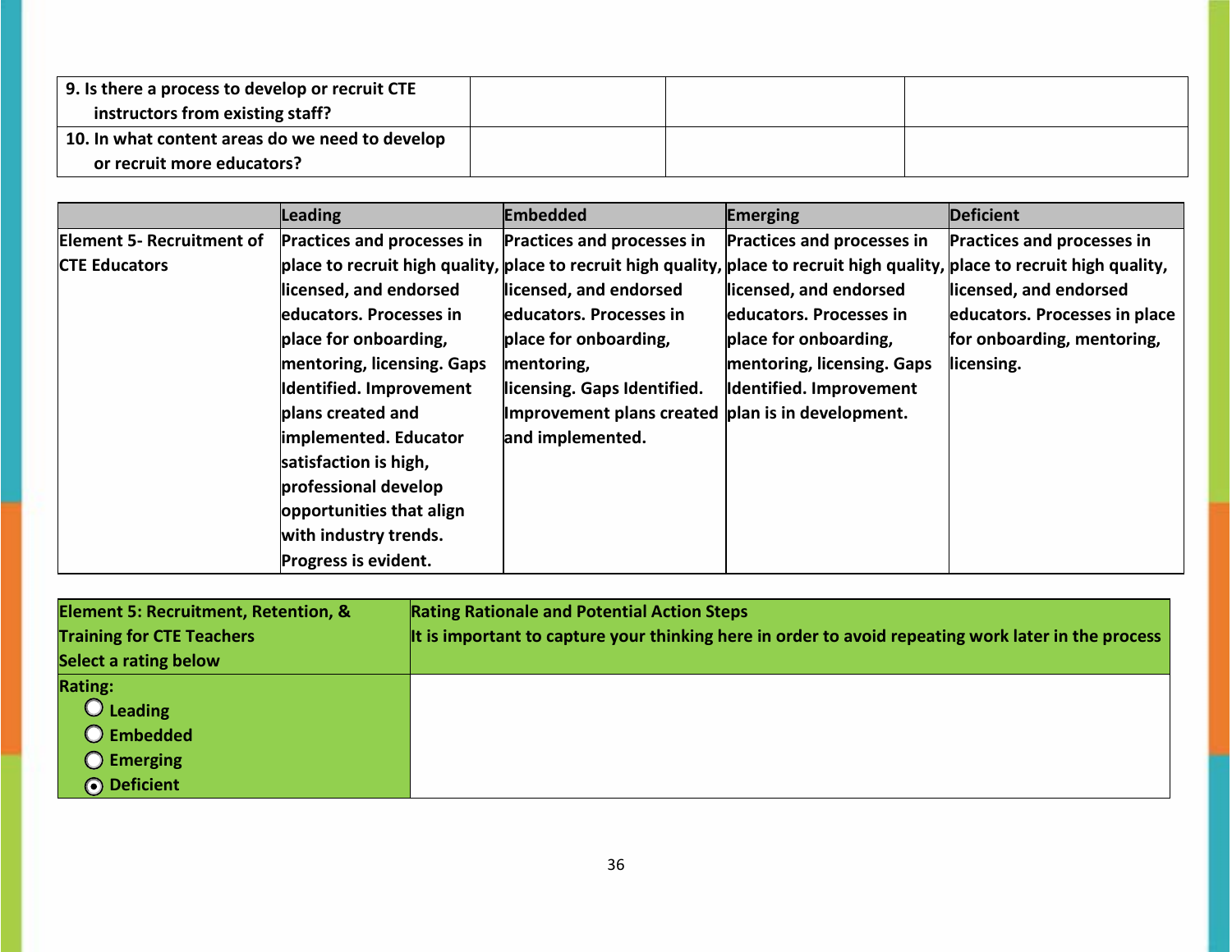| | | | |
|---|---|---|---|
| **9. Is there a process to develop or recruit CTE instructors from existing staff?** | | | |
| **10. In what content areas do we need to develop or recruit more educators?** | | | |

| | Leading | Embedded | Emerging | Deficient |
|---|---|---|---|---|
| **Element 5- Recruitment of CTE Educators** | **Practices and processes in place to recruit high quality, licensed, and endorsed educators. Processes in place for onboarding, mentoring, licensing. Gaps Identified. Improvement plans created and implemented. Educator satisfaction is high, professional develop opportunities that align with industry trends. Progress is evident.** | **Practices and processes in place to recruit high quality, licensed, and endorsed educators. Processes in place for onboarding, mentoring, licensing. Gaps Identified. Improvement plans created and implemented.** | **Practices and processes in place to recruit high quality, licensed, and endorsed educators. Processes in place for onboarding, mentoring, licensing. Gaps Identified. Improvement plan is in development.** | **Practices and processes in place to recruit high quality, licensed, and endorsed educators. Processes in place for onboarding, mentoring, licensing.** |

| Element 5: Recruitment, Retention, & Training for CTE Teachers<br>Select a rating below | Rating Rationale and Potential Action Steps<br>It is important to capture your thinking here in order to avoid repeating work later in the process |
|---|---|
| **Rating:**<br>○ Leading<br>○ Embedded<br>○ Emerging<br>◉ Deficient | |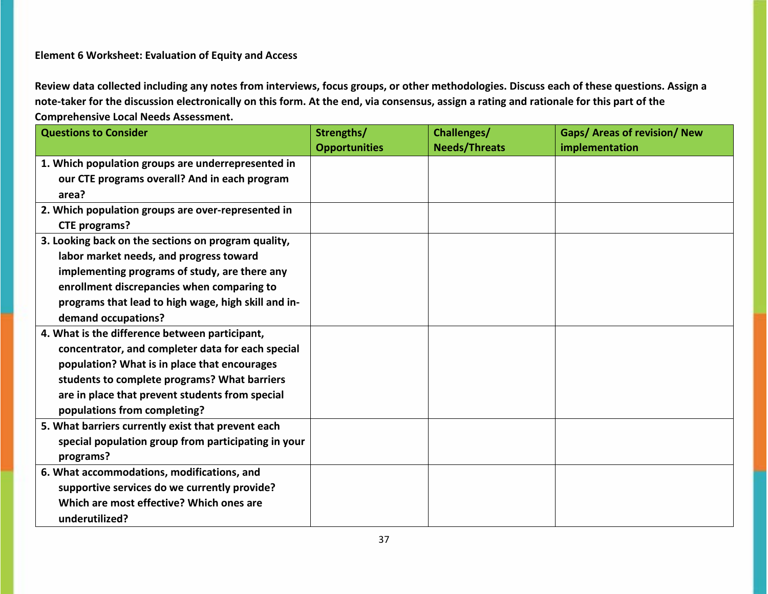**Element 6 Worksheet: Evaluation of Equity and Access**

**Review data collected including any notes from interviews, focus groups, or other methodologies. Discuss each of these questions. Assign a note-taker for the discussion electronically on this form. At the end, via consensus, assign a rating and rationale for this part of the Comprehensive Local Needs Assessment.**

| Questions to Consider | Strengths/ Opportunities | Challenges/ Needs/Threats | Gaps/ Areas of revision/ New implementation |
|---|---|---|---|
| **1. Which population groups are underrepresented in our CTE programs overall? And in each program area?** | | | |
| **2. Which population groups are over-represented in CTE programs?** | | | |
| **3. Looking back on the sections on program quality, labor market needs, and progress toward implementing programs of study, are there any enrollment discrepancies when comparing to programs that lead to high wage, high skill and in-demand occupations?** | | | |
| **4. What is the difference between participant, concentrator, and completer data for each special population? What is in place that encourages students to complete programs? What barriers are in place that prevent students from special populations from completing?** | | | |
| **5. What barriers currently exist that prevent each special population group from participating in your programs?** | | | |
| **6. What accommodations, modifications, and supportive services do we currently provide? Which are most effective? Which ones are underutilized?** | | | |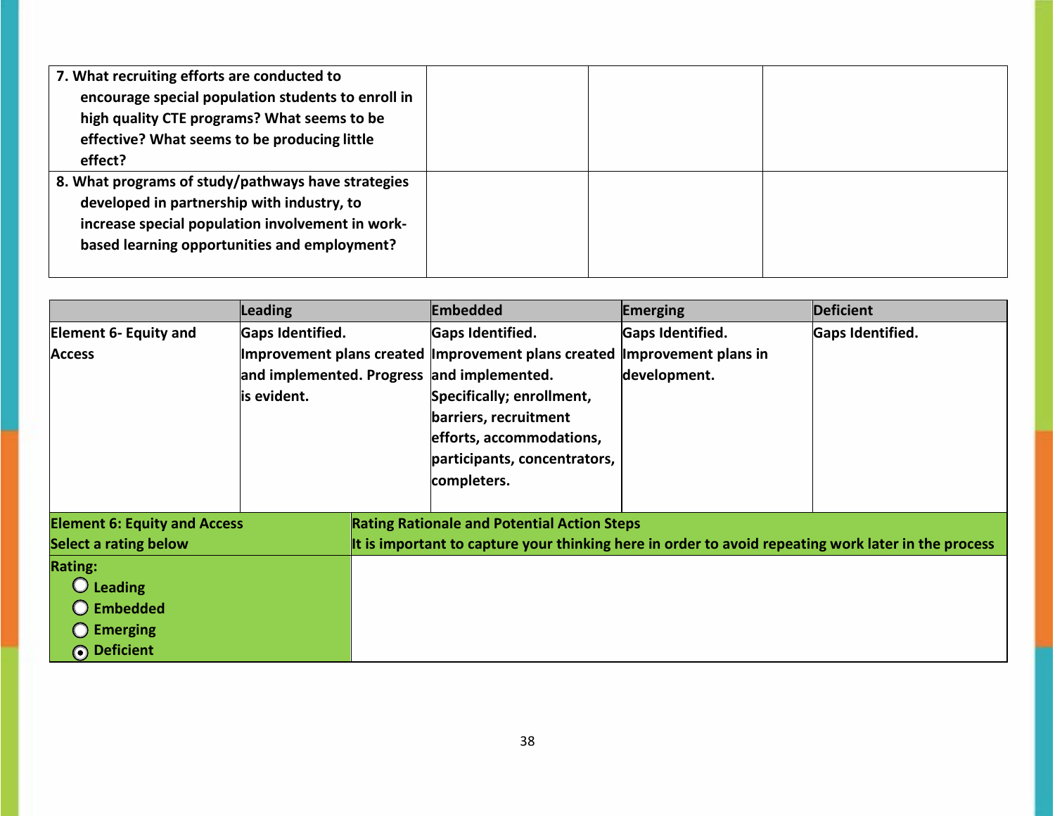| | | | |
|---|---|---|---|
| **7. What recruiting efforts are conducted to encourage special population students to enroll in high quality CTE programs? What seems to be effective? What seems to be producing little effect?** | | | |
| **8. What programs of study/pathways have strategies developed in partnership with industry, to increase special population involvement in work-based learning opportunities and employment?** | | | |

| | **Leading** | **Embedded** | **Emerging** | **Deficient** |
|---|---|---|---|---|
| **Element 6- Equity and Access** | **Gaps Identified. Improvement plans created and implemented. Progress is evident.** | **Gaps Identified. Improvement plans created and implemented. Specifically; enrollment, barriers, recruitment efforts, accommodations, participants, concentrators, completers.** | **Gaps Identified. Improvement plans in development.** | **Gaps Identified.** |

| **Element 6: Equity and Access**<br>**Select a rating below** | **Rating Rationale and Potential Action Steps**<br>**It is important to capture your thinking here in order to avoid repeating work later in the process** |
|---|---|
| **Rating:**<br>○ **Leading**<br>○ **Embedded**<br>○ **Emerging**<br>◉ **Deficient** | |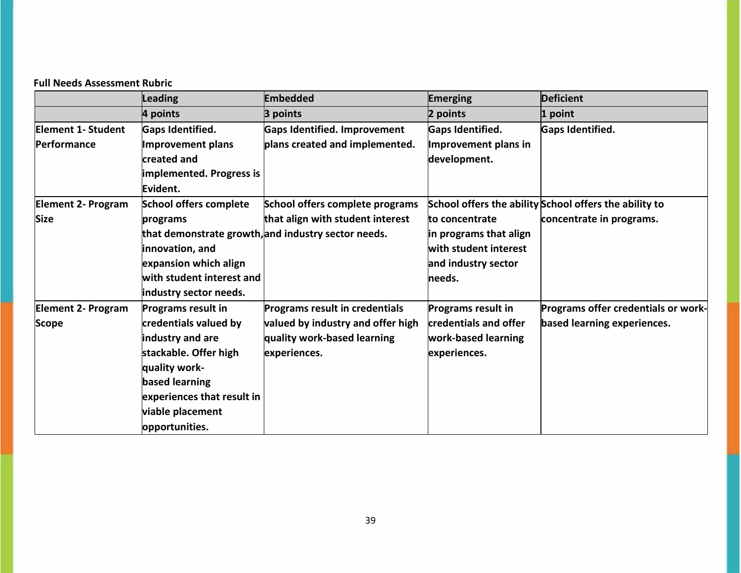**Full Needs Assessment Rubric**

| | Leading | Embedded | Emerging | Deficient |
|---|---|---|---|---|
| | 4 points | 3 points | 2 points | 1 point |
| Element 1- Student Performance | Gaps Identified. Improvement plans created and implemented. Progress is Evident. | Gaps Identified. Improvement plans created and implemented. | Gaps Identified. Improvement plans in development. | Gaps Identified. |
| Element 2- Program Size | School offers complete programs that demonstrate growth, innovation, and expansion which align with student interest and industry sector needs. | School offers complete programs that align with student interest and industry sector needs. | School offers the ability to concentrate in programs that align with student interest and industry sector needs. | School offers the ability to concentrate in programs. |
| Element 2- Program Scope | Programs result in credentials valued by industry and are stackable. Offer high quality work-based learning experiences that result in viable placement opportunities. | Programs result in credentials valued by industry and offer high quality work-based learning experiences. | Programs result in credentials and offer work-based learning experiences. | Programs offer credentials or work-based learning experiences. |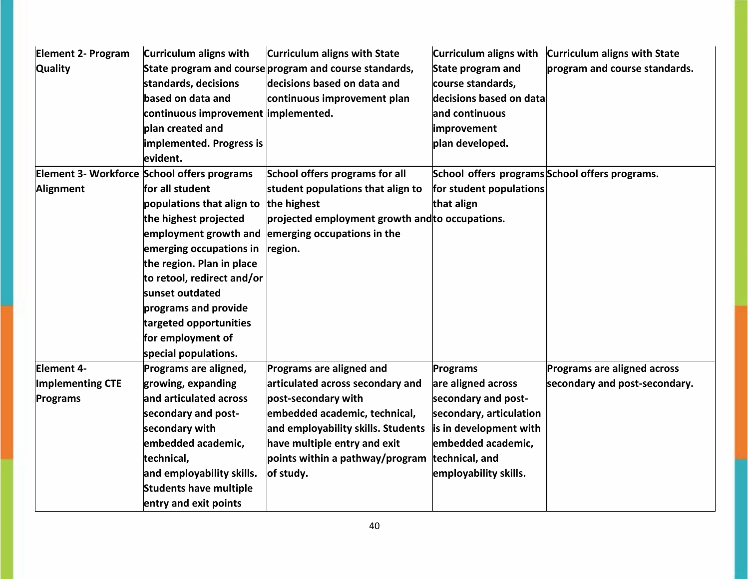| Element 2- Program Quality | Curriculum aligns with State program and course standards, decisions based on data and continuous improvement plan created and implemented. Progress is evident. | Curriculum aligns with State program and course standards, decisions based on data and continuous improvement plan implemented. | Curriculum aligns with State program and course standards, decisions based on data and continuous improvement plan developed. | Curriculum aligns with State program and course standards. |
|---|---|---|---|---|
| Element 3- Workforce Alignment | School offers programs for all student populations that align to the highest projected employment growth and emerging occupations in the region. Plan in place to retool, redirect and/or sunset outdated programs and provide targeted opportunities for employment of special populations. | School offers programs for all student populations that align to the highest projected employment growth and emerging occupations in the region. | School offers programs for student populations that align to occupations. | School offers programs. |
| Element 4- Implementing CTE Programs | Programs are aligned, growing, expanding and articulated across secondary and post-secondary with embedded academic, technical, and employability skills. Students have multiple entry and exit points | Programs are aligned and articulated across secondary and post-secondary with embedded academic, technical, and employability skills. Students have multiple entry and exit points within a pathway/program of study. | Programs are aligned across secondary and post-secondary, articulation is in development with embedded academic, technical, and employability skills. | Programs are aligned across secondary and post-secondary. |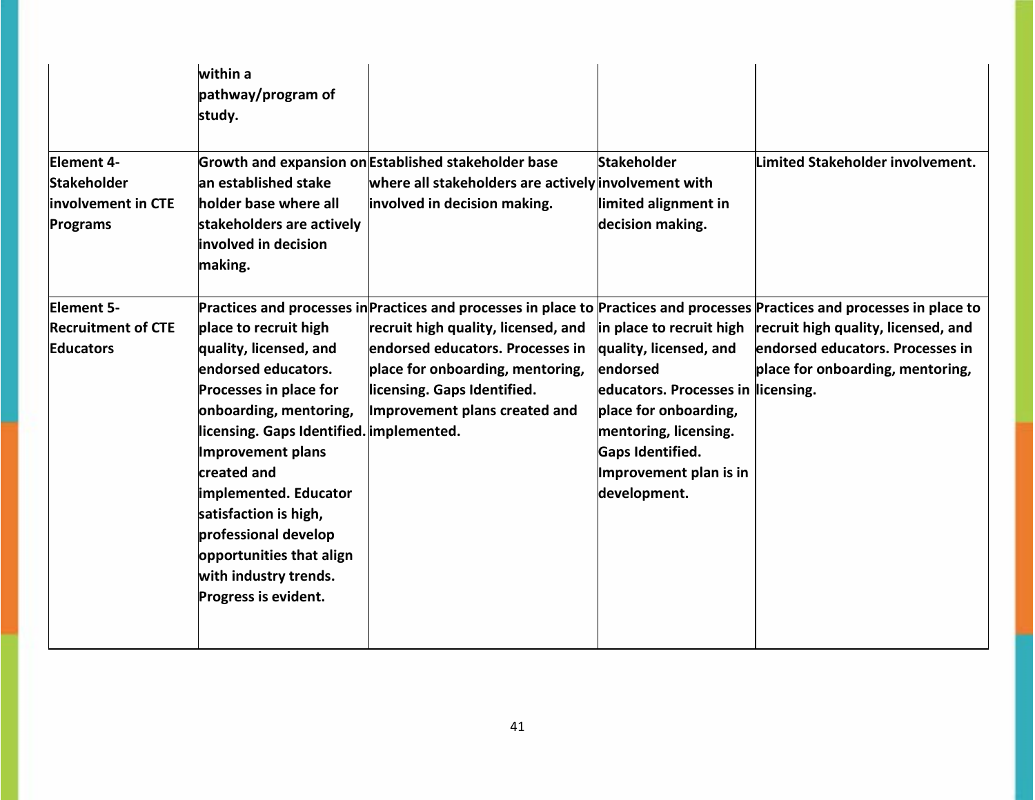| | | | | |
|---|---|---|---|---|
| | within a pathway/program of study. | | | |
| Element 4- Stakeholder involvement in CTE Programs | Growth and expansion on an established stake holder base where all stakeholders are actively involved in decision making. | Established stakeholder base where all stakeholders are actively involved in decision making. | Stakeholder involvement with limited alignment in decision making. | Limited Stakeholder involvement. |
| Element 5- Recruitment of CTE Educators | Practices and processes in place to recruit high quality, licensed, and endorsed educators. Processes in place for onboarding, mentoring, licensing. Gaps Identified. Improvement plans created and implemented. Educator satisfaction is high, professional develop opportunities that align with industry trends. Progress is evident. | Practices and processes in place to recruit high quality, licensed, and endorsed educators. Processes in place for onboarding, mentoring, licensing. Gaps Identified. Improvement plans created and implemented. | Practices and processes in place to recruit high quality, licensed, and endorsed educators. Processes in place for onboarding, mentoring, licensing. Gaps Identified. Improvement plan is in development. | Practices and processes in place to recruit high quality, licensed, and endorsed educators. Processes in place for onboarding, mentoring, licensing. |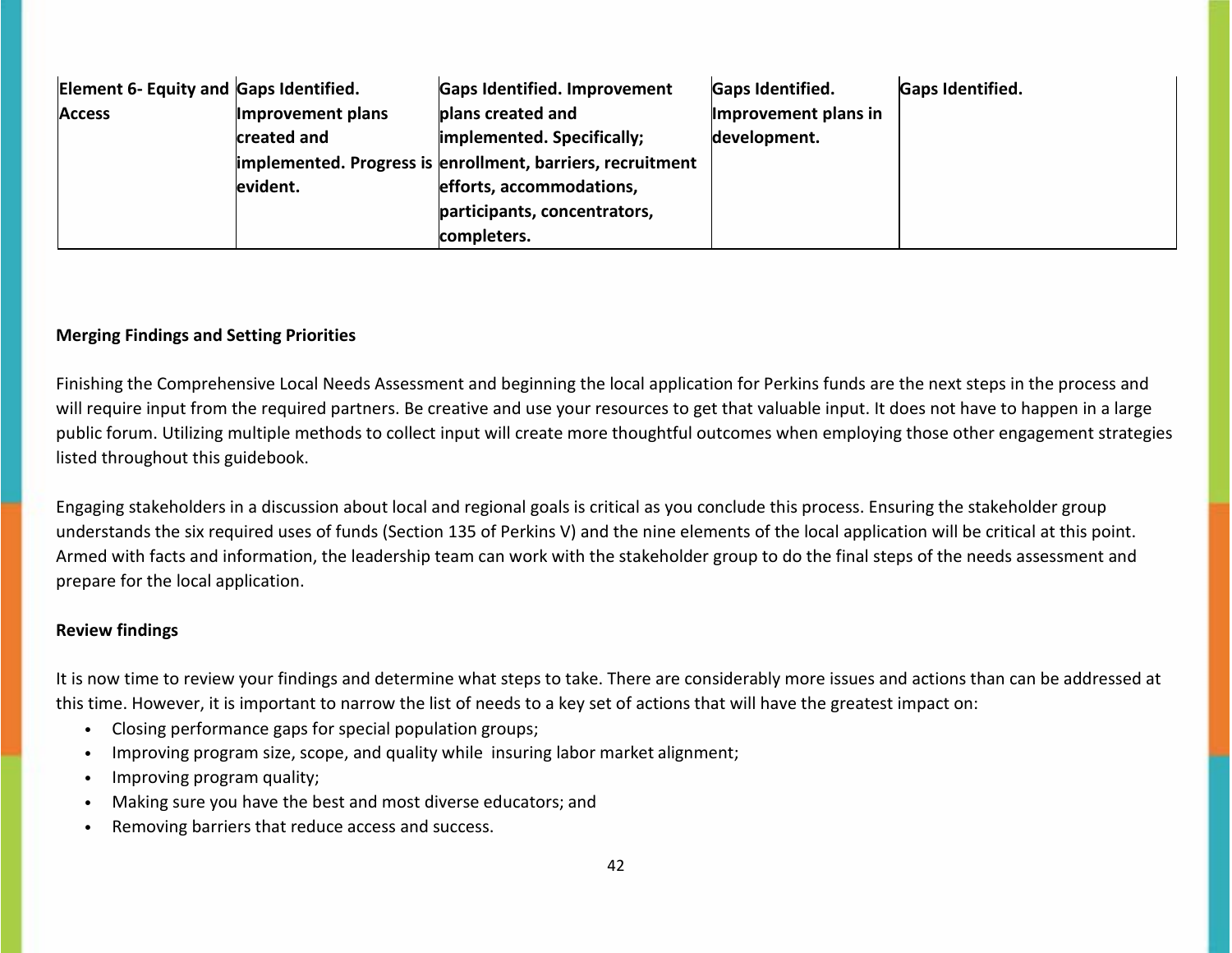| Element 6- Equity and Access | Gaps Identified. Improvement plans created and implemented. Progress is evident. | Gaps Identified. Improvement plans created and implemented. Specifically; enrollment, barriers, recruitment efforts, accommodations, participants, concentrators, completers. | Gaps Identified. Improvement plans in development. | Gaps Identified. |
|---|---|---|---|---|

**Merging Findings and Setting Priorities**

Finishing the Comprehensive Local Needs Assessment and beginning the local application for Perkins funds are the next steps in the process and will require input from the required partners. Be creative and use your resources to get that valuable input. It does not have to happen in a large public forum. Utilizing multiple methods to collect input will create more thoughtful outcomes when employing those other engagement strategies listed throughout this guidebook.

Engaging stakeholders in a discussion about local and regional goals is critical as you conclude this process. Ensuring the stakeholder group understands the six required uses of funds (Section 135 of Perkins V) and the nine elements of the local application will be critical at this point. Armed with facts and information, the leadership team can work with the stakeholder group to do the final steps of the needs assessment and prepare for the local application.

**Review findings**

It is now time to review your findings and determine what steps to take. There are considerably more issues and actions than can be addressed at this time. However, it is important to narrow the list of needs to a key set of actions that will have the greatest impact on:

- Closing performance gaps for special population groups;
- Improving program size, scope, and quality while insuring labor market alignment;
- Improving program quality;
- Making sure you have the best and most diverse educators; and
- Removing barriers that reduce access and success.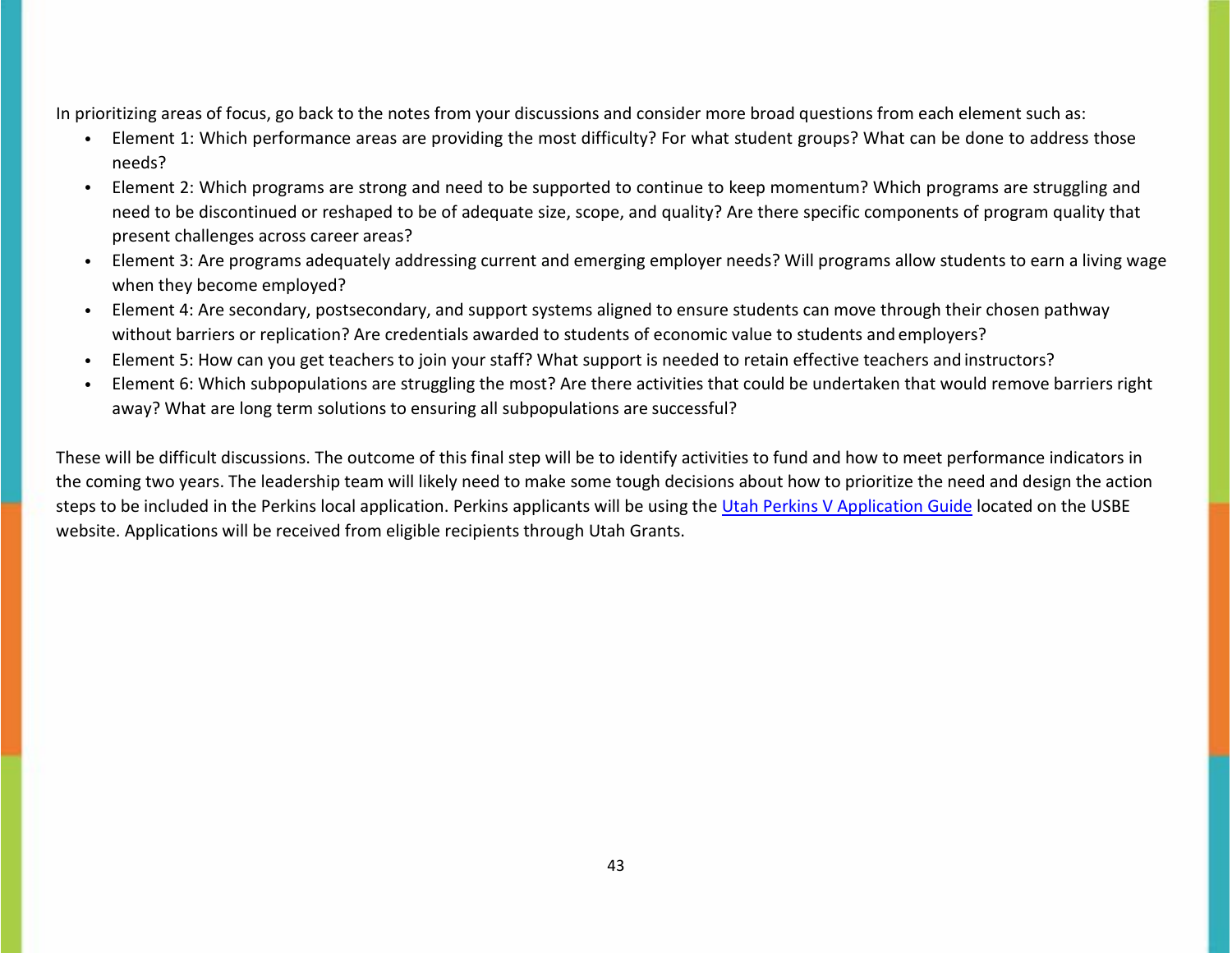In prioritizing areas of focus, go back to the notes from your discussions and consider more broad questions from each element such as:

- Element 1: Which performance areas are providing the most difficulty? For what student groups? What can be done to address those needs?
- Element 2: Which programs are strong and need to be supported to continue to keep momentum? Which programs are struggling and need to be discontinued or reshaped to be of adequate size, scope, and quality? Are there specific components of program quality that present challenges across career areas?
- Element 3: Are programs adequately addressing current and emerging employer needs? Will programs allow students to earn a living wage when they become employed?
- Element 4: Are secondary, postsecondary, and support systems aligned to ensure students can move through their chosen pathway without barriers or replication? Are credentials awarded to students of economic value to students and employers?
- Element 5: How can you get teachers to join your staff? What support is needed to retain effective teachers and instructors?
- Element 6: Which subpopulations are struggling the most? Are there activities that could be undertaken that would remove barriers right away? What are long term solutions to ensuring all subpopulations are successful?

These will be difficult discussions. The outcome of this final step will be to identify activities to fund and how to meet performance indicators in the coming two years. The leadership team will likely need to make some tough decisions about how to prioritize the need and design the action steps to be included in the Perkins local application. Perkins applicants will be using the Utah Perkins V Application Guide located on the USBE website. Applications will be received from eligible recipients through Utah Grants.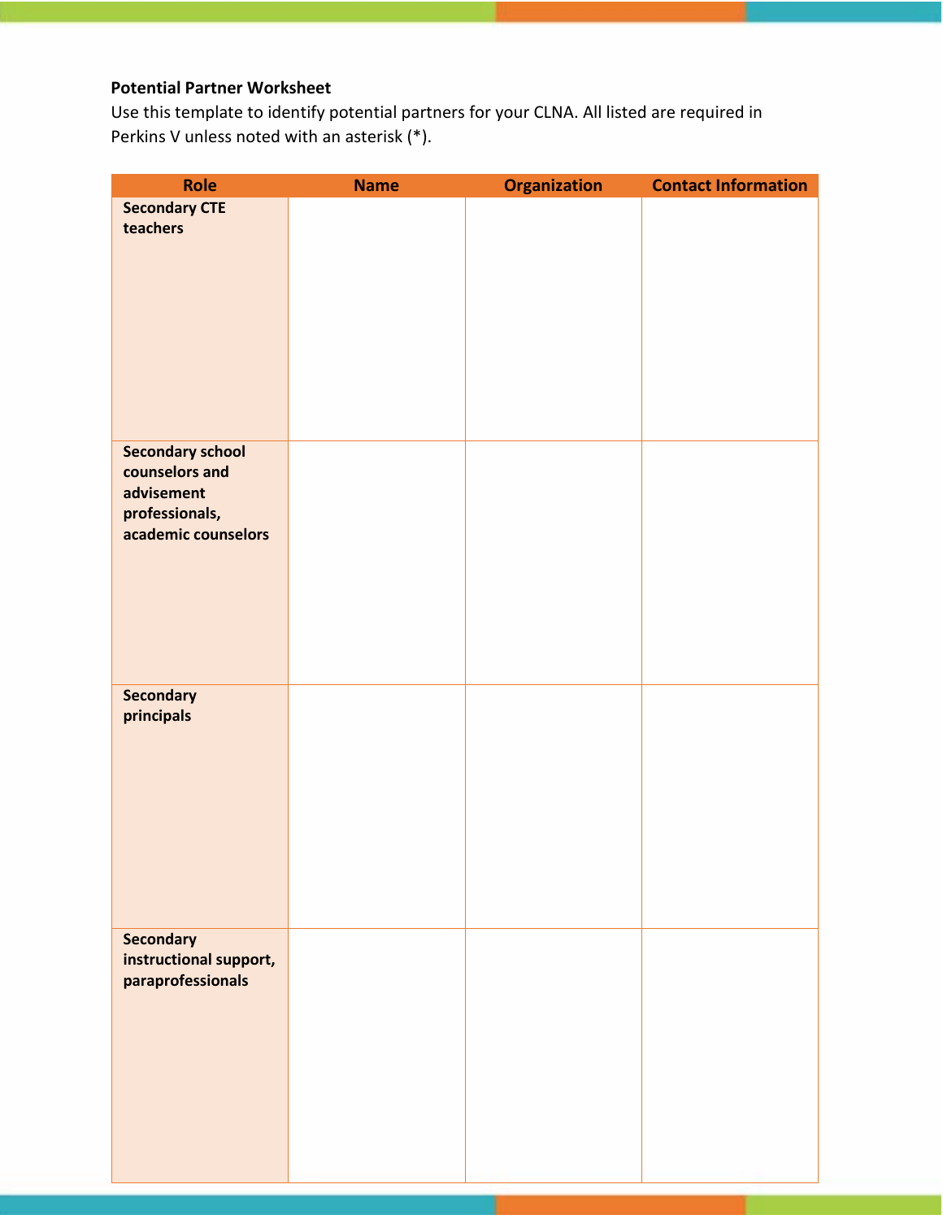**Potential Partner Worksheet**

Use this template to identify potential partners for your CLNA. All listed are required in Perkins V unless noted with an asterisk (*).

| Role | Name | Organization | Contact Information |
|---|---|---|---|
| **Secondary CTE teachers** | | | |
| **Secondary school counselors and advisement professionals, academic counselors** | | | |
| **Secondary principals** | | | |
| **Secondary instructional support, paraprofessionals** | | | |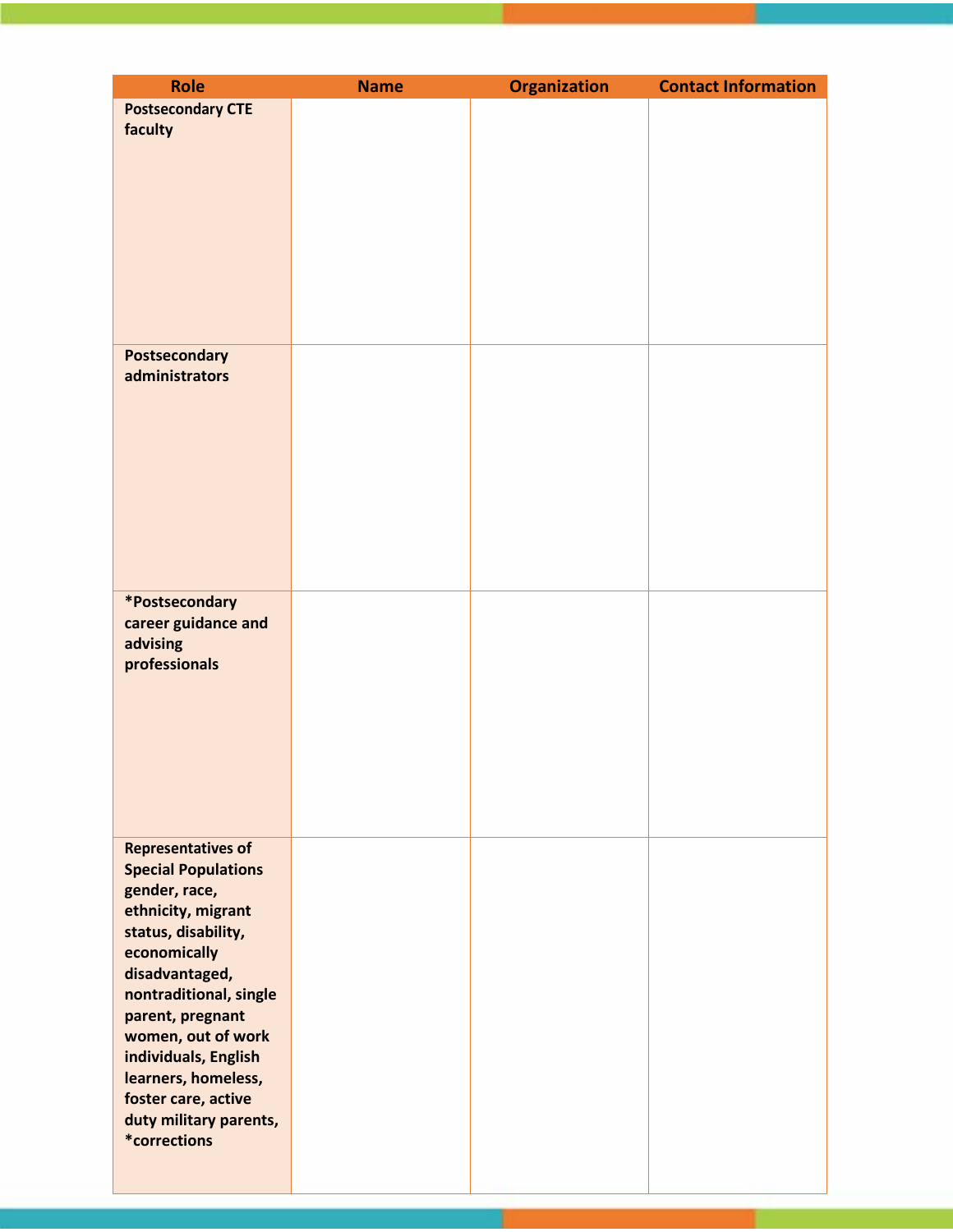| Role | Name | Organization | Contact Information |
|---|---|---|---|
| **Postsecondary CTE faculty** | | | |
| **Postsecondary administrators** | | | |
| **\*Postsecondary career guidance and advising professionals** | | | |
| **Representatives of Special Populations gender, race, ethnicity, migrant status, disability, economically disadvantaged, nontraditional, single parent, pregnant women, out of work individuals, English learners, homeless, foster care, active duty military parents, \*corrections** | | | |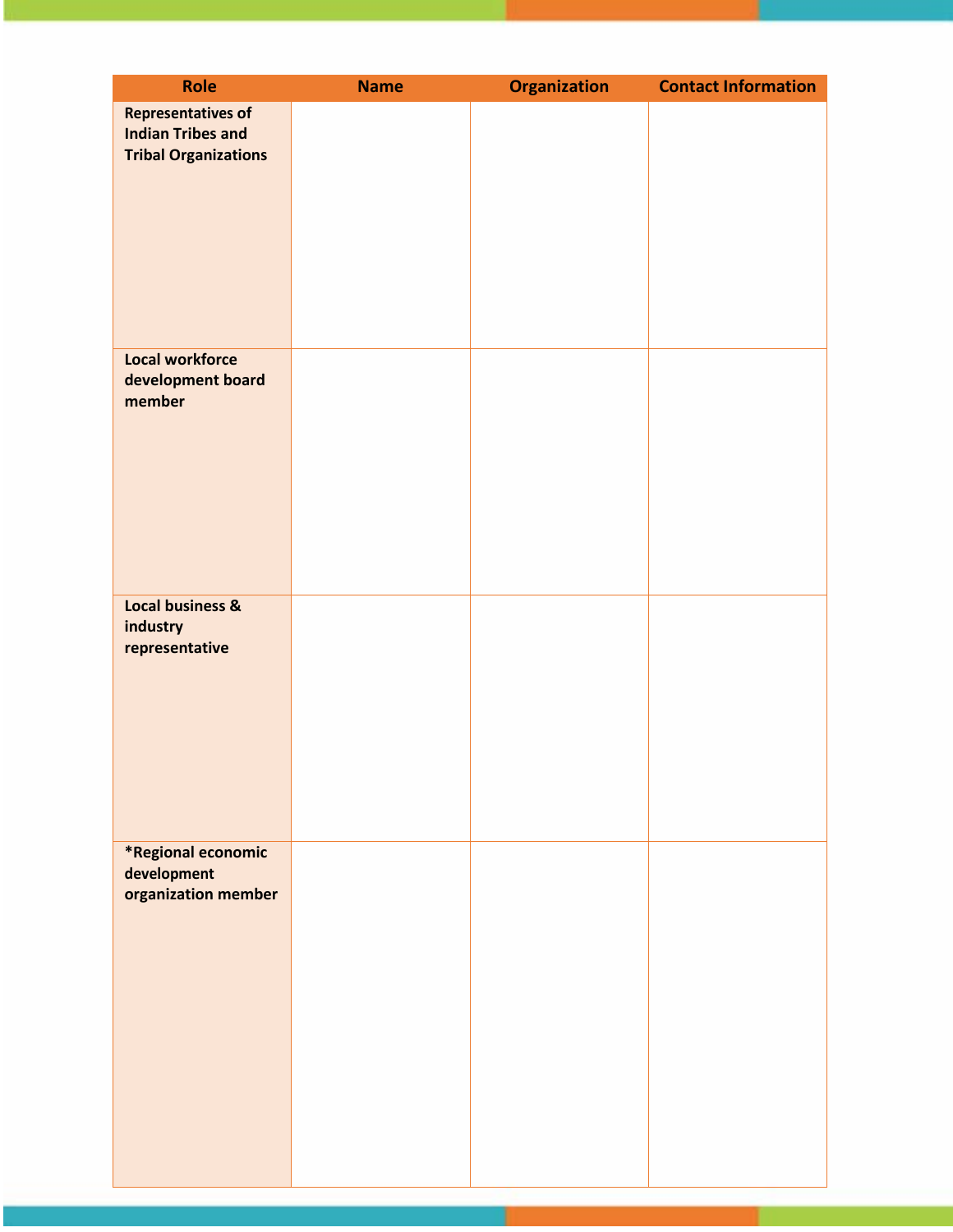| Role | Name | Organization | Contact Information |
|---|---|---|---|
| **Representatives of Indian Tribes and Tribal Organizations** | | | |
| **Local workforce development board member** | | | |
| **Local business & industry representative** | | | |
| **\*Regional economic development organization member** | | | |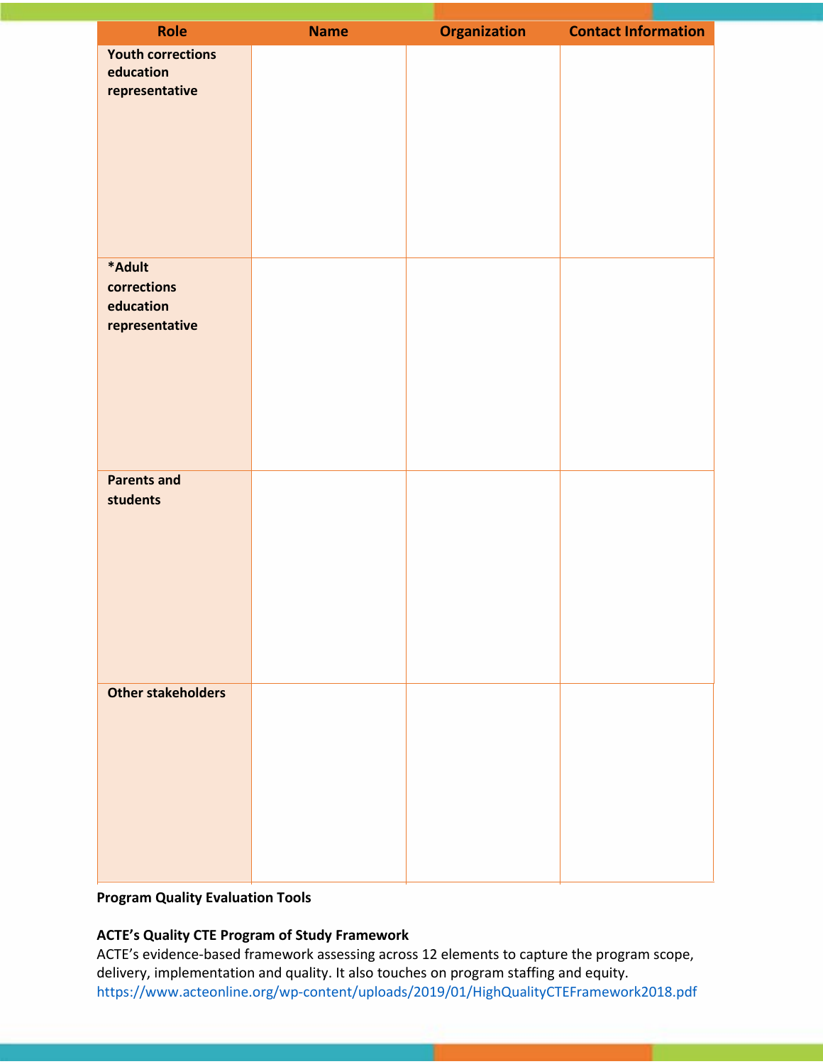| Role | Name | Organization | Contact Information |
|---|---|---|---|
| **Youth corrections education representative** | | | |
| **\*Adult corrections education representative** | | | |
| **Parents and students** | | | |
| **Other stakeholders** | | | |

**Program Quality Evaluation Tools**

**ACTE's Quality CTE Program of Study Framework**
ACTE's evidence-based framework assessing across 12 elements to capture the program scope, delivery, implementation and quality. It also touches on program staffing and equity.
https://www.acteonline.org/wp-content/uploads/2019/01/HighQualityCTEFramework2018.pdf